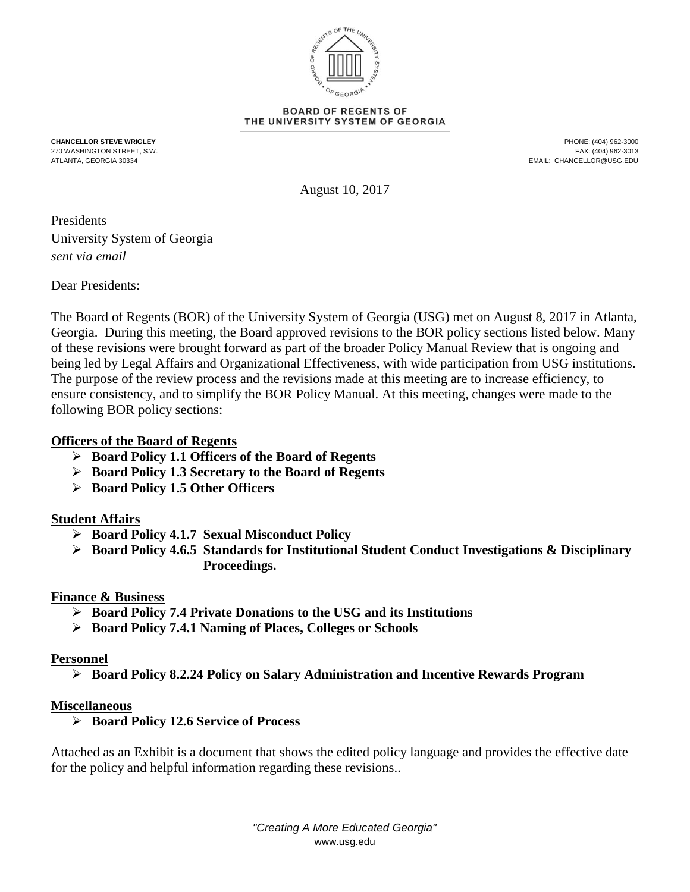**BOARD OF REGENTS OF THE UNIVERSITY SYSTEM OF GEORGIA**

**CHANCELLOR STEVE WRIGLEY**
270 WASHINGTON STREET, S.W.
ATLANTA, GEORGIA 30334

PHONE: (404) 962-3000
FAX: (404) 962-3013
EMAIL: CHANCELLOR@USG.EDU

August 10, 2017

Presidents
University System of Georgia
*sent via email*

Dear Presidents:

The Board of Regents (BOR) of the University System of Georgia (USG) met on August 8, 2017 in Atlanta, Georgia. During this meeting, the Board approved revisions to the BOR policy sections listed below. Many of these revisions were brought forward as part of the broader Policy Manual Review that is ongoing and being led by Legal Affairs and Organizational Effectiveness, with wide participation from USG institutions. The purpose of the review process and the revisions made at this meeting are to increase efficiency, to ensure consistency, and to simplify the BOR Policy Manual. At this meeting, changes were made to the following BOR policy sections:

**Officers of the Board of Regents**

- **Board Policy 1.1 Officers of the Board of Regents**
- **Board Policy 1.3 Secretary to the Board of Regents**
- **Board Policy 1.5 Other Officers**

**Student Affairs**

- **Board Policy 4.1.7 Sexual Misconduct Policy**
- **Board Policy 4.6.5 Standards for Institutional Student Conduct Investigations & Disciplinary Proceedings.**

**Finance & Business**

- **Board Policy 7.4 Private Donations to the USG and its Institutions**
- **Board Policy 7.4.1 Naming of Places, Colleges or Schools**

**Personnel**

- **Board Policy 8.2.24 Policy on Salary Administration and Incentive Rewards Program**

**Miscellaneous**

- **Board Policy 12.6 Service of Process**

Attached as an Exhibit is a document that shows the edited policy language and provides the effective date for the policy and helpful information regarding these revisions..

*"Creating A More Educated Georgia"*
www.usg.edu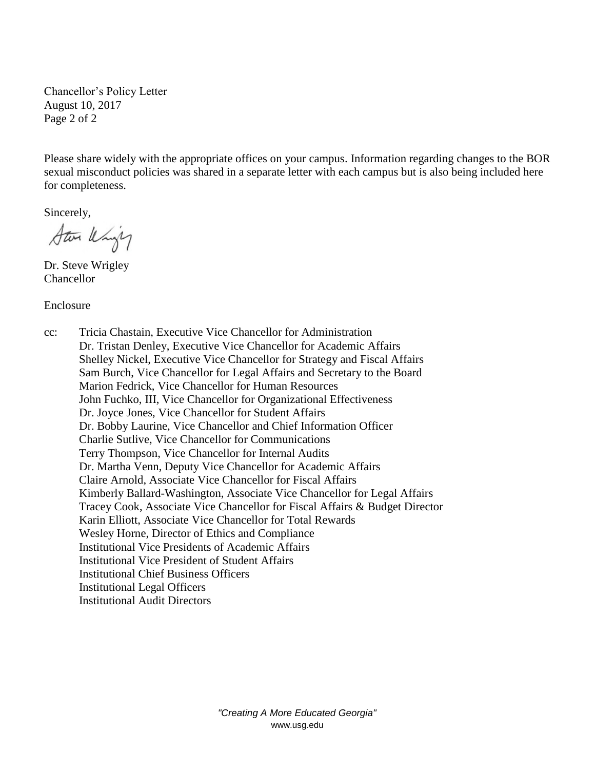Please share widely with the appropriate offices on your campus. Information regarding changes to the BOR sexual misconduct policies was shared in a separate letter with each campus but is also being included here for completeness.

Sincerely,

Dr. Steve Wrigley
Chancellor

Enclosure

cc: Tricia Chastain, Executive Vice Chancellor for Administration
Dr. Tristan Denley, Executive Vice Chancellor for Academic Affairs
Shelley Nickel, Executive Vice Chancellor for Strategy and Fiscal Affairs
Sam Burch, Vice Chancellor for Legal Affairs and Secretary to the Board
Marion Fedrick, Vice Chancellor for Human Resources
John Fuchko, III, Vice Chancellor for Organizational Effectiveness
Dr. Joyce Jones, Vice Chancellor for Student Affairs
Dr. Bobby Laurine, Vice Chancellor and Chief Information Officer
Charlie Sutlive, Vice Chancellor for Communications
Terry Thompson, Vice Chancellor for Internal Audits
Dr. Martha Venn, Deputy Vice Chancellor for Academic Affairs
Claire Arnold, Associate Vice Chancellor for Fiscal Affairs
Kimberly Ballard-Washington, Associate Vice Chancellor for Legal Affairs
Tracey Cook, Associate Vice Chancellor for Fiscal Affairs & Budget Director
Karin Elliott, Associate Vice Chancellor for Total Rewards
Wesley Horne, Director of Ethics and Compliance
Institutional Vice Presidents of Academic Affairs
Institutional Vice President of Student Affairs
Institutional Chief Business Officers
Institutional Legal Officers
Institutional Audit Directors

*"Creating A More Educated Georgia"*
www.usg.edu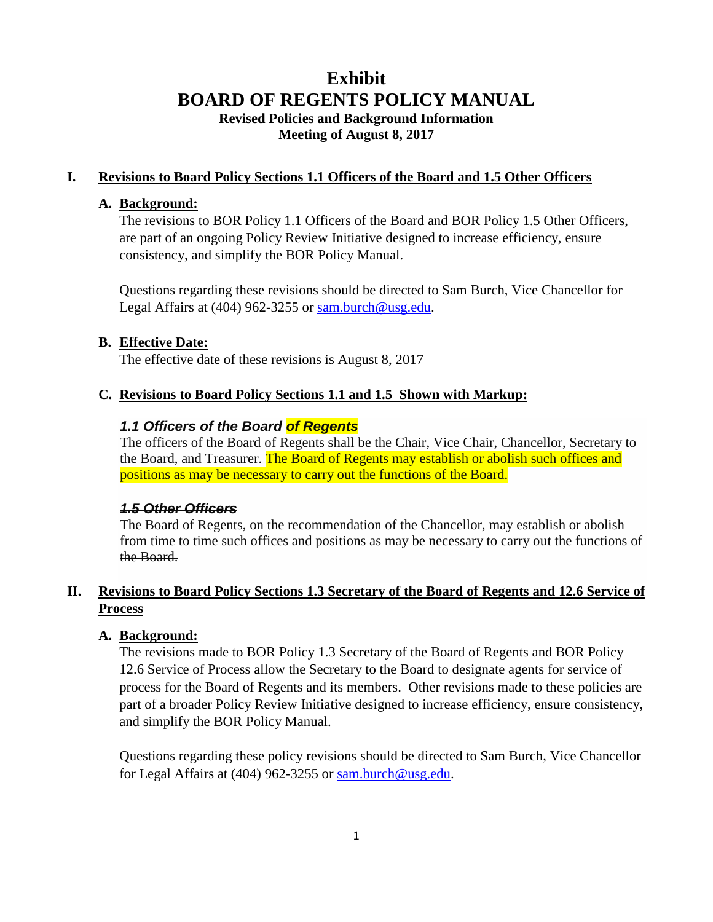# Exhibit
# BOARD OF REGENTS POLICY MANUAL
### Revised Policies and Background Information
### Meeting of August 8, 2017

## I. Revisions to Board Policy Sections 1.1 Officers of the Board and 1.5 Other Officers

### A. Background:

The revisions to BOR Policy 1.1 Officers of the Board and BOR Policy 1.5 Other Officers, are part of an ongoing Policy Review Initiative designed to increase efficiency, ensure consistency, and simplify the BOR Policy Manual.

Questions regarding these revisions should be directed to Sam Burch, Vice Chancellor for Legal Affairs at (404) 962-3255 or sam.burch@usg.edu.

### B. Effective Date:

The effective date of these revisions is August 8, 2017

### C. Revisions to Board Policy Sections 1.1 and 1.5 Shown with Markup:

***1.1 Officers of the Board of Regents***

The officers of the Board of Regents shall be the Chair, Vice Chair, Chancellor, Secretary to the Board, and Treasurer. The Board of Regents may establish or abolish such offices and positions as may be necessary to carry out the functions of the Board.

***~~1.5 Other Officers~~***

~~The Board of Regents, on the recommendation of the Chancellor, may establish or abolish from time to time such offices and positions as may be necessary to carry out the functions of the Board.~~

## II. Revisions to Board Policy Sections 1.3 Secretary of the Board of Regents and 12.6 Service of Process

### A. Background:

The revisions made to BOR Policy 1.3 Secretary of the Board of Regents and BOR Policy 12.6 Service of Process allow the Secretary to the Board to designate agents for service of process for the Board of Regents and its members. Other revisions made to these policies are part of a broader Policy Review Initiative designed to increase efficiency, ensure consistency, and simplify the BOR Policy Manual.

Questions regarding these policy revisions should be directed to Sam Burch, Vice Chancellor for Legal Affairs at (404) 962-3255 or sam.burch@usg.edu.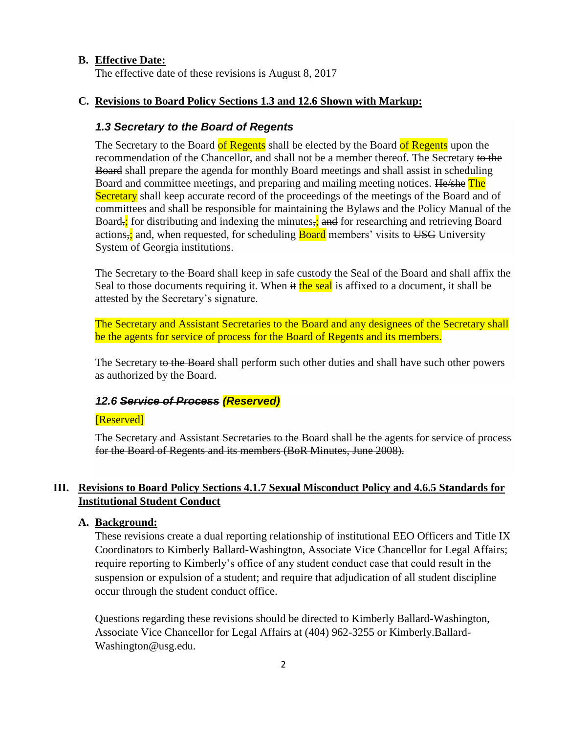**B. Effective Date:**

The effective date of these revisions is August 8, 2017

**C. Revisions to Board Policy Sections 1.3 and 12.6 Shown with Markup:**

### *1.3 Secretary to the Board of Regents*

The Secretary to the Board of Regents shall be elected by the Board of Regents upon the recommendation of the Chancellor, and shall not be a member thereof. The Secretary ~~to the Board~~ shall prepare the agenda for monthly Board meetings and shall assist in scheduling Board and committee meetings, and preparing and mailing meeting notices. ~~He/she~~ The Secretary shall keep accurate record of the proceedings of the meetings of the Board and of committees and shall be responsible for maintaining the Bylaws and the Policy Manual of the Board~~,~~; for distributing and indexing the minutes~~,~~; ~~and~~ for researching and retrieving Board actions~~,~~; and, when requested, for scheduling Board members' visits to ~~USG~~ University System of Georgia institutions.

The Secretary ~~to the Board~~ shall keep in safe custody the Seal of the Board and shall affix the Seal to those documents requiring it. When ~~it~~ the seal is affixed to a document, it shall be attested by the Secretary's signature.

The Secretary and Assistant Secretaries to the Board and any designees of the Secretary shall be the agents for service of process for the Board of Regents and its members.

The Secretary ~~to the Board~~ shall perform such other duties and shall have such other powers as authorized by the Board.

### *12.6 ~~Service of Process~~ (Reserved)*

[Reserved]

~~The Secretary and Assistant Secretaries to the Board shall be the agents for service of process for the Board of Regents and its members (BoR Minutes, June 2008).~~

## III. Revisions to Board Policy Sections 4.1.7 Sexual Misconduct Policy and 4.6.5 Standards for Institutional Student Conduct

**A. Background:**

These revisions create a dual reporting relationship of institutional EEO Officers and Title IX Coordinators to Kimberly Ballard-Washington, Associate Vice Chancellor for Legal Affairs; require reporting to Kimberly's office of any student conduct case that could result in the suspension or expulsion of a student; and require that adjudication of all student discipline occur through the student conduct office.

Questions regarding these revisions should be directed to Kimberly Ballard-Washington, Associate Vice Chancellor for Legal Affairs at (404) 962-3255 or Kimberly.Ballard-Washington@usg.edu.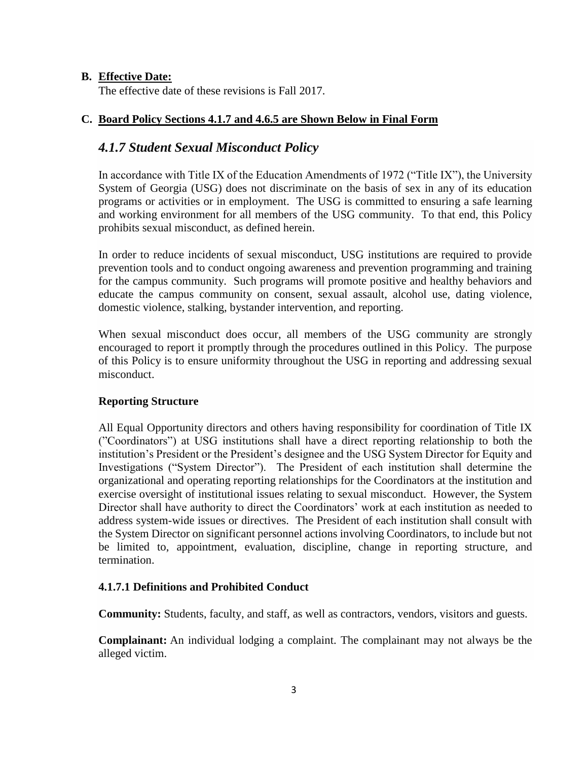**B. Effective Date:**

The effective date of these revisions is Fall 2017.

**C. Board Policy Sections 4.1.7 and 4.6.5 are Shown Below in Final Form**

## *4.1.7 Student Sexual Misconduct Policy*

In accordance with Title IX of the Education Amendments of 1972 ("Title IX"), the University System of Georgia (USG) does not discriminate on the basis of sex in any of its education programs or activities or in employment. The USG is committed to ensuring a safe learning and working environment for all members of the USG community. To that end, this Policy prohibits sexual misconduct, as defined herein.

In order to reduce incidents of sexual misconduct, USG institutions are required to provide prevention tools and to conduct ongoing awareness and prevention programming and training for the campus community. Such programs will promote positive and healthy behaviors and educate the campus community on consent, sexual assault, alcohol use, dating violence, domestic violence, stalking, bystander intervention, and reporting.

When sexual misconduct does occur, all members of the USG community are strongly encouraged to report it promptly through the procedures outlined in this Policy. The purpose of this Policy is to ensure uniformity throughout the USG in reporting and addressing sexual misconduct.

### Reporting Structure

All Equal Opportunity directors and others having responsibility for coordination of Title IX ("Coordinators") at USG institutions shall have a direct reporting relationship to both the institution's President or the President's designee and the USG System Director for Equity and Investigations ("System Director"). The President of each institution shall determine the organizational and operating reporting relationships for the Coordinators at the institution and exercise oversight of institutional issues relating to sexual misconduct. However, the System Director shall have authority to direct the Coordinators' work at each institution as needed to address system-wide issues or directives. The President of each institution shall consult with the System Director on significant personnel actions involving Coordinators, to include but not be limited to, appointment, evaluation, discipline, change in reporting structure, and termination.

### 4.1.7.1 Definitions and Prohibited Conduct

**Community:** Students, faculty, and staff, as well as contractors, vendors, visitors and guests.

**Complainant:** An individual lodging a complaint. The complainant may not always be the alleged victim.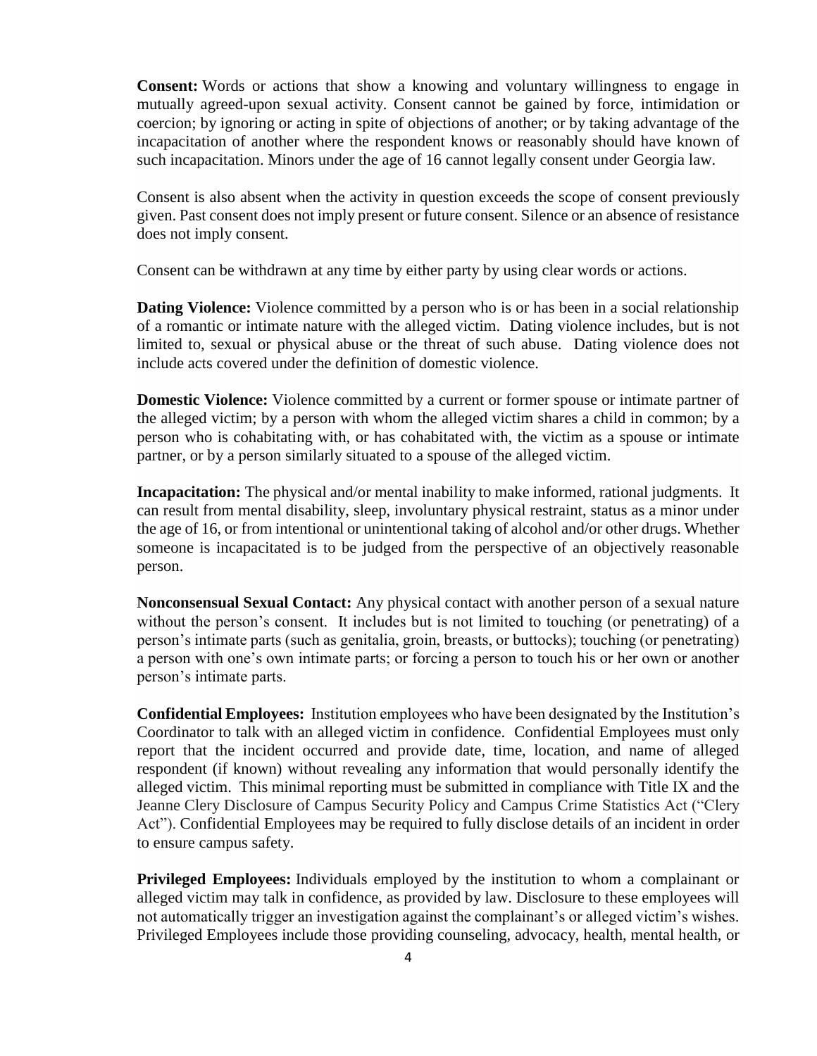**Consent:** Words or actions that show a knowing and voluntary willingness to engage in mutually agreed-upon sexual activity. Consent cannot be gained by force, intimidation or coercion; by ignoring or acting in spite of objections of another; or by taking advantage of the incapacitation of another where the respondent knows or reasonably should have known of such incapacitation. Minors under the age of 16 cannot legally consent under Georgia law.

Consent is also absent when the activity in question exceeds the scope of consent previously given. Past consent does not imply present or future consent. Silence or an absence of resistance does not imply consent.

Consent can be withdrawn at any time by either party by using clear words or actions.

**Dating Violence:** Violence committed by a person who is or has been in a social relationship of a romantic or intimate nature with the alleged victim. Dating violence includes, but is not limited to, sexual or physical abuse or the threat of such abuse. Dating violence does not include acts covered under the definition of domestic violence.

**Domestic Violence:** Violence committed by a current or former spouse or intimate partner of the alleged victim; by a person with whom the alleged victim shares a child in common; by a person who is cohabitating with, or has cohabitated with, the victim as a spouse or intimate partner, or by a person similarly situated to a spouse of the alleged victim.

**Incapacitation:** The physical and/or mental inability to make informed, rational judgments. It can result from mental disability, sleep, involuntary physical restraint, status as a minor under the age of 16, or from intentional or unintentional taking of alcohol and/or other drugs. Whether someone is incapacitated is to be judged from the perspective of an objectively reasonable person.

**Nonconsensual Sexual Contact:** Any physical contact with another person of a sexual nature without the person's consent. It includes but is not limited to touching (or penetrating) of a person's intimate parts (such as genitalia, groin, breasts, or buttocks); touching (or penetrating) a person with one's own intimate parts; or forcing a person to touch his or her own or another person's intimate parts.

**Confidential Employees:** Institution employees who have been designated by the Institution's Coordinator to talk with an alleged victim in confidence. Confidential Employees must only report that the incident occurred and provide date, time, location, and name of alleged respondent (if known) without revealing any information that would personally identify the alleged victim. This minimal reporting must be submitted in compliance with Title IX and the Jeanne Clery Disclosure of Campus Security Policy and Campus Crime Statistics Act ("Clery Act"). Confidential Employees may be required to fully disclose details of an incident in order to ensure campus safety.

**Privileged Employees:** Individuals employed by the institution to whom a complainant or alleged victim may talk in confidence, as provided by law. Disclosure to these employees will not automatically trigger an investigation against the complainant's or alleged victim's wishes. Privileged Employees include those providing counseling, advocacy, health, mental health, or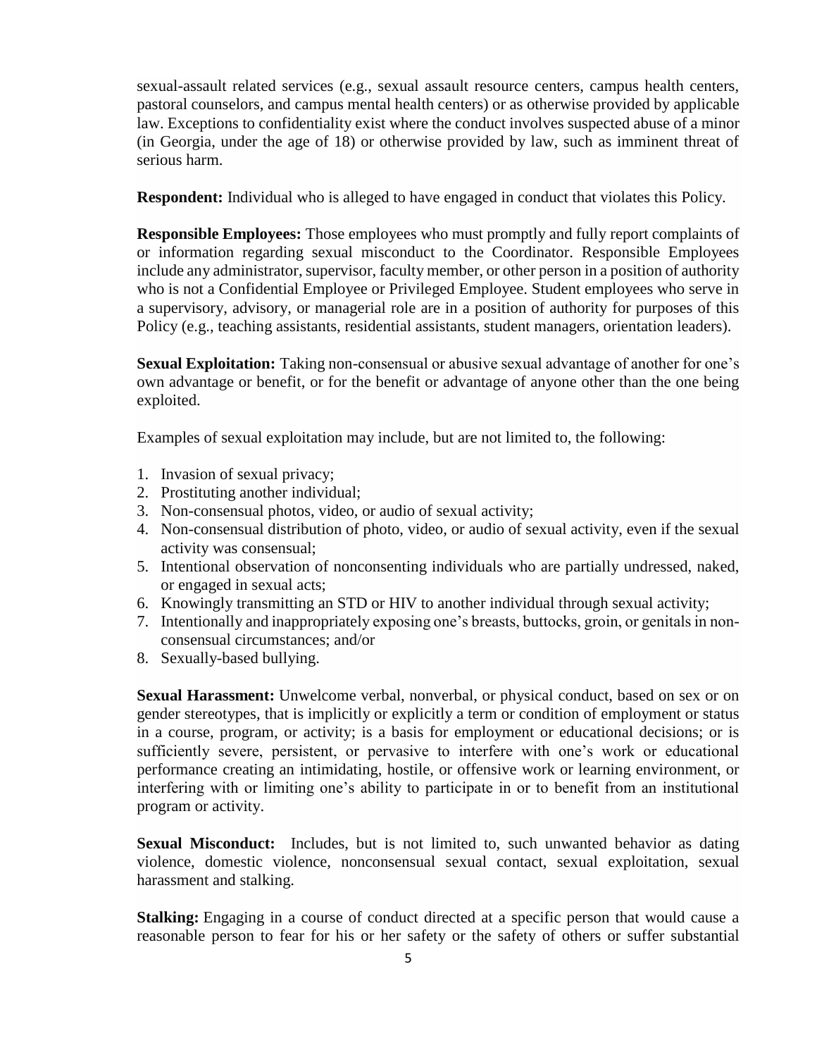sexual-assault related services (e.g., sexual assault resource centers, campus health centers, pastoral counselors, and campus mental health centers) or as otherwise provided by applicable law. Exceptions to confidentiality exist where the conduct involves suspected abuse of a minor (in Georgia, under the age of 18) or otherwise provided by law, such as imminent threat of serious harm.

**Respondent:** Individual who is alleged to have engaged in conduct that violates this Policy.

**Responsible Employees:** Those employees who must promptly and fully report complaints of or information regarding sexual misconduct to the Coordinator. Responsible Employees include any administrator, supervisor, faculty member, or other person in a position of authority who is not a Confidential Employee or Privileged Employee. Student employees who serve in a supervisory, advisory, or managerial role are in a position of authority for purposes of this Policy (e.g., teaching assistants, residential assistants, student managers, orientation leaders).

**Sexual Exploitation:** Taking non-consensual or abusive sexual advantage of another for one's own advantage or benefit, or for the benefit or advantage of anyone other than the one being exploited.

Examples of sexual exploitation may include, but are not limited to, the following:

1. Invasion of sexual privacy;
2. Prostituting another individual;
3. Non-consensual photos, video, or audio of sexual activity;
4. Non-consensual distribution of photo, video, or audio of sexual activity, even if the sexual activity was consensual;
5. Intentional observation of nonconsenting individuals who are partially undressed, naked, or engaged in sexual acts;
6. Knowingly transmitting an STD or HIV to another individual through sexual activity;
7. Intentionally and inappropriately exposing one's breasts, buttocks, groin, or genitals in non-consensual circumstances; and/or
8. Sexually-based bullying.

**Sexual Harassment:** Unwelcome verbal, nonverbal, or physical conduct, based on sex or on gender stereotypes, that is implicitly or explicitly a term or condition of employment or status in a course, program, or activity; is a basis for employment or educational decisions; or is sufficiently severe, persistent, or pervasive to interfere with one's work or educational performance creating an intimidating, hostile, or offensive work or learning environment, or interfering with or limiting one's ability to participate in or to benefit from an institutional program or activity.

**Sexual Misconduct:** Includes, but is not limited to, such unwanted behavior as dating violence, domestic violence, nonconsensual sexual contact, sexual exploitation, sexual harassment and stalking.

**Stalking:** Engaging in a course of conduct directed at a specific person that would cause a reasonable person to fear for his or her safety or the safety of others or suffer substantial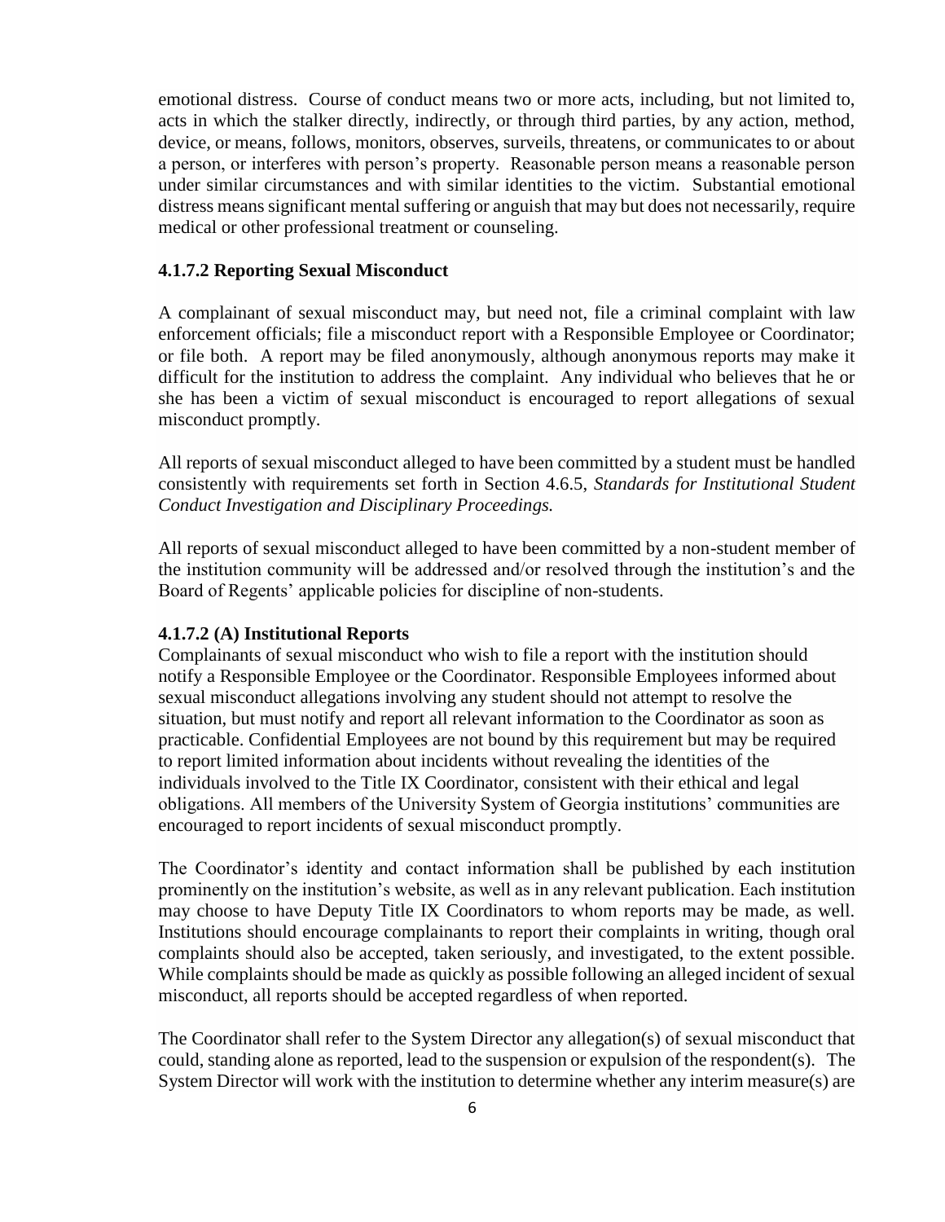emotional distress. Course of conduct means two or more acts, including, but not limited to, acts in which the stalker directly, indirectly, or through third parties, by any action, method, device, or means, follows, monitors, observes, surveils, threatens, or communicates to or about a person, or interferes with person's property. Reasonable person means a reasonable person under similar circumstances and with similar identities to the victim. Substantial emotional distress means significant mental suffering or anguish that may but does not necessarily, require medical or other professional treatment or counseling.

### 4.1.7.2 Reporting Sexual Misconduct

A complainant of sexual misconduct may, but need not, file a criminal complaint with law enforcement officials; file a misconduct report with a Responsible Employee or Coordinator; or file both. A report may be filed anonymously, although anonymous reports may make it difficult for the institution to address the complaint. Any individual who believes that he or she has been a victim of sexual misconduct is encouraged to report allegations of sexual misconduct promptly.

All reports of sexual misconduct alleged to have been committed by a student must be handled consistently with requirements set forth in Section 4.6.5, *Standards for Institutional Student Conduct Investigation and Disciplinary Proceedings.*

All reports of sexual misconduct alleged to have been committed by a non-student member of the institution community will be addressed and/or resolved through the institution's and the Board of Regents' applicable policies for discipline of non-students.

### 4.1.7.2 (A) Institutional Reports

Complainants of sexual misconduct who wish to file a report with the institution should notify a Responsible Employee or the Coordinator. Responsible Employees informed about sexual misconduct allegations involving any student should not attempt to resolve the situation, but must notify and report all relevant information to the Coordinator as soon as practicable. Confidential Employees are not bound by this requirement but may be required to report limited information about incidents without revealing the identities of the individuals involved to the Title IX Coordinator, consistent with their ethical and legal obligations. All members of the University System of Georgia institutions' communities are encouraged to report incidents of sexual misconduct promptly.

The Coordinator's identity and contact information shall be published by each institution prominently on the institution's website, as well as in any relevant publication. Each institution may choose to have Deputy Title IX Coordinators to whom reports may be made, as well. Institutions should encourage complainants to report their complaints in writing, though oral complaints should also be accepted, taken seriously, and investigated, to the extent possible. While complaints should be made as quickly as possible following an alleged incident of sexual misconduct, all reports should be accepted regardless of when reported.

The Coordinator shall refer to the System Director any allegation(s) of sexual misconduct that could, standing alone as reported, lead to the suspension or expulsion of the respondent(s). The System Director will work with the institution to determine whether any interim measure(s) are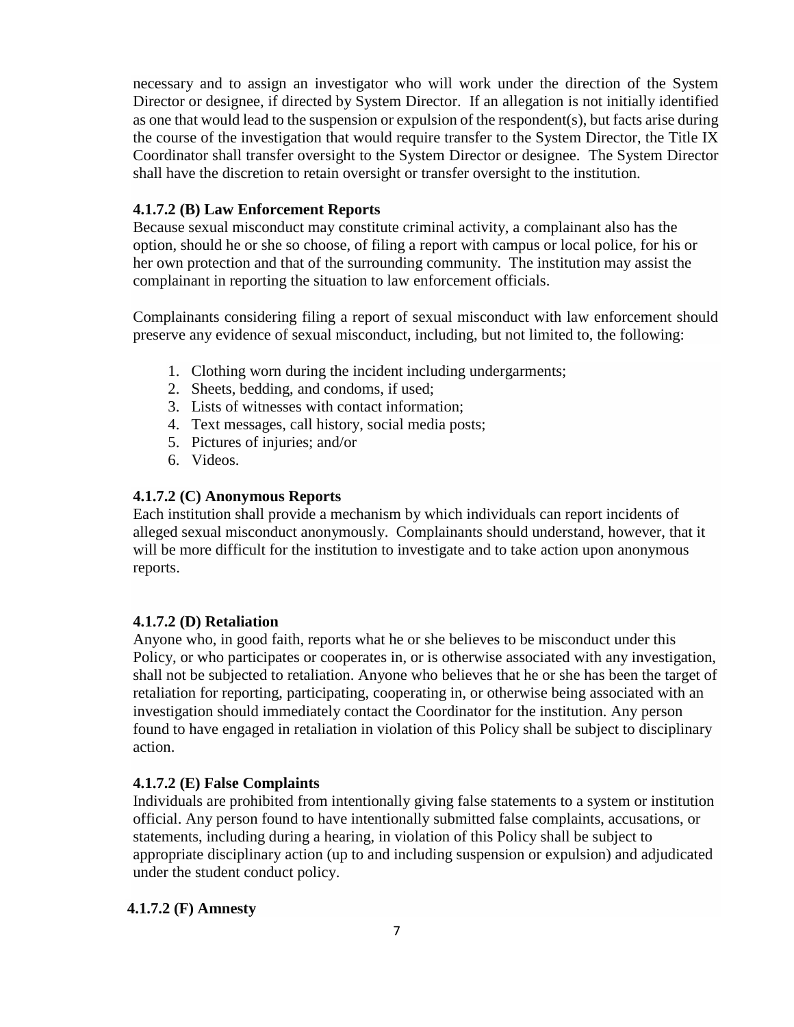necessary and to assign an investigator who will work under the direction of the System Director or designee, if directed by System Director. If an allegation is not initially identified as one that would lead to the suspension or expulsion of the respondent(s), but facts arise during the course of the investigation that would require transfer to the System Director, the Title IX Coordinator shall transfer oversight to the System Director or designee. The System Director shall have the discretion to retain oversight or transfer oversight to the institution.

**4.1.7.2 (B) Law Enforcement Reports**

Because sexual misconduct may constitute criminal activity, a complainant also has the option, should he or she so choose, of filing a report with campus or local police, for his or her own protection and that of the surrounding community. The institution may assist the complainant in reporting the situation to law enforcement officials.

Complainants considering filing a report of sexual misconduct with law enforcement should preserve any evidence of sexual misconduct, including, but not limited to, the following:

1. Clothing worn during the incident including undergarments;
2. Sheets, bedding, and condoms, if used;
3. Lists of witnesses with contact information;
4. Text messages, call history, social media posts;
5. Pictures of injuries; and/or
6. Videos.

**4.1.7.2 (C) Anonymous Reports**

Each institution shall provide a mechanism by which individuals can report incidents of alleged sexual misconduct anonymously. Complainants should understand, however, that it will be more difficult for the institution to investigate and to take action upon anonymous reports.

**4.1.7.2 (D) Retaliation**

Anyone who, in good faith, reports what he or she believes to be misconduct under this Policy, or who participates or cooperates in, or is otherwise associated with any investigation, shall not be subjected to retaliation. Anyone who believes that he or she has been the target of retaliation for reporting, participating, cooperating in, or otherwise being associated with an investigation should immediately contact the Coordinator for the institution. Any person found to have engaged in retaliation in violation of this Policy shall be subject to disciplinary action.

**4.1.7.2 (E) False Complaints**

Individuals are prohibited from intentionally giving false statements to a system or institution official. Any person found to have intentionally submitted false complaints, accusations, or statements, including during a hearing, in violation of this Policy shall be subject to appropriate disciplinary action (up to and including suspension or expulsion) and adjudicated under the student conduct policy.

**4.1.7.2 (F) Amnesty**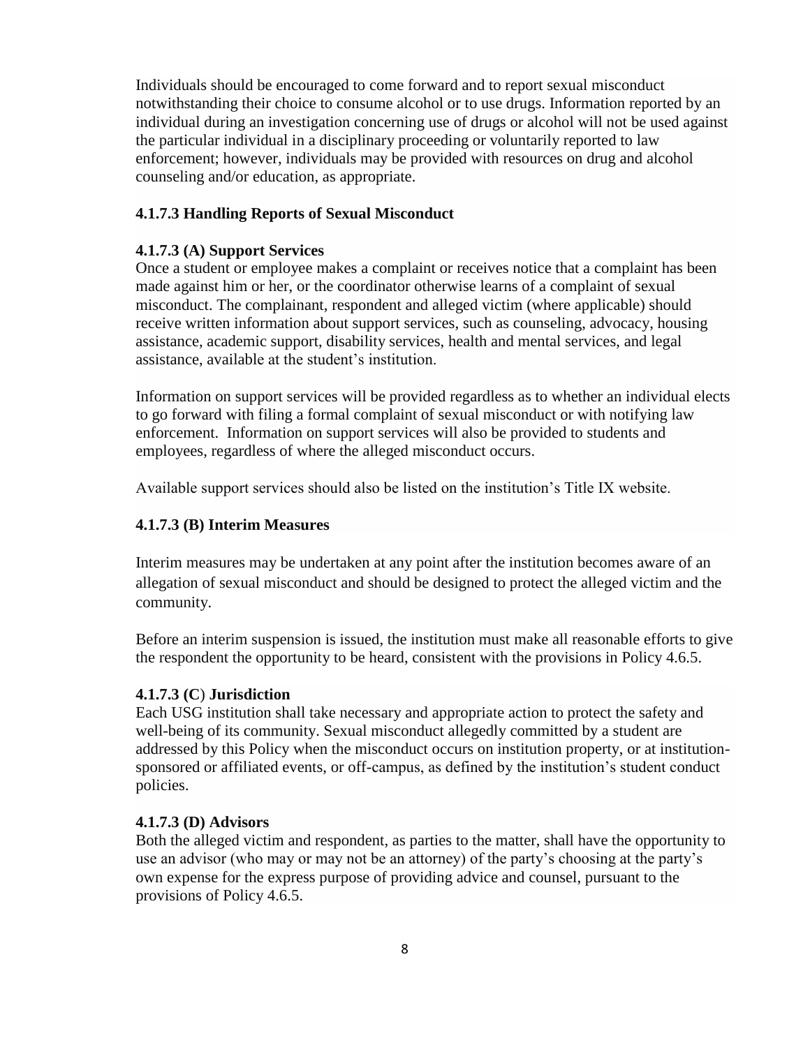Individuals should be encouraged to come forward and to report sexual misconduct notwithstanding their choice to consume alcohol or to use drugs. Information reported by an individual during an investigation concerning use of drugs or alcohol will not be used against the particular individual in a disciplinary proceeding or voluntarily reported to law enforcement; however, individuals may be provided with resources on drug and alcohol counseling and/or education, as appropriate.

### 4.1.7.3 Handling Reports of Sexual Misconduct

#### 4.1.7.3 (A) Support Services

Once a student or employee makes a complaint or receives notice that a complaint has been made against him or her, or the coordinator otherwise learns of a complaint of sexual misconduct. The complainant, respondent and alleged victim (where applicable) should receive written information about support services, such as counseling, advocacy, housing assistance, academic support, disability services, health and mental services, and legal assistance, available at the student's institution.

Information on support services will be provided regardless as to whether an individual elects to go forward with filing a formal complaint of sexual misconduct or with notifying law enforcement. Information on support services will also be provided to students and employees, regardless of where the alleged misconduct occurs.

Available support services should also be listed on the institution's Title IX website.

#### 4.1.7.3 (B) Interim Measures

Interim measures may be undertaken at any point after the institution becomes aware of an allegation of sexual misconduct and should be designed to protect the alleged victim and the community.

Before an interim suspension is issued, the institution must make all reasonable efforts to give the respondent the opportunity to be heard, consistent with the provisions in Policy 4.6.5.

#### 4.1.7.3 (C) Jurisdiction

Each USG institution shall take necessary and appropriate action to protect the safety and well-being of its community. Sexual misconduct allegedly committed by a student are addressed by this Policy when the misconduct occurs on institution property, or at institution-sponsored or affiliated events, or off-campus, as defined by the institution's student conduct policies.

#### 4.1.7.3 (D) Advisors

Both the alleged victim and respondent, as parties to the matter, shall have the opportunity to use an advisor (who may or may not be an attorney) of the party's choosing at the party's own expense for the express purpose of providing advice and counsel, pursuant to the provisions of Policy 4.6.5.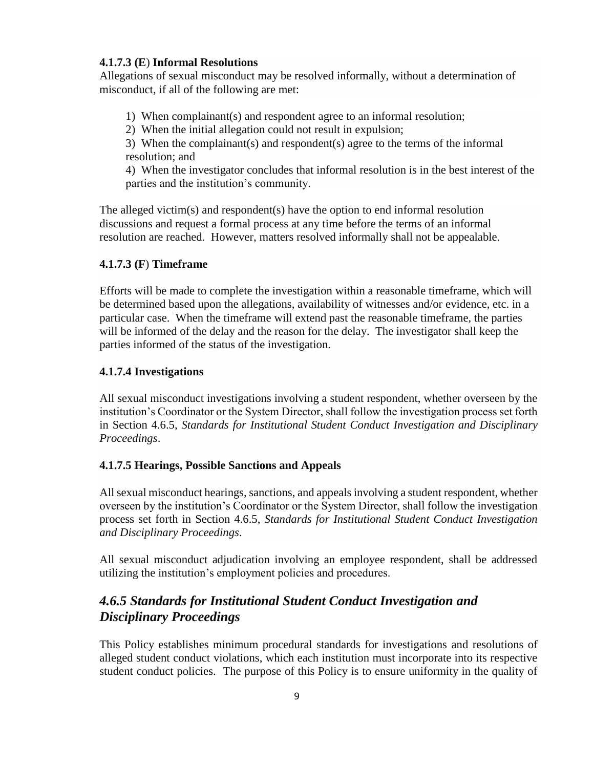#### 4.1.7.3 (E) Informal Resolutions

Allegations of sexual misconduct may be resolved informally, without a determination of misconduct, if all of the following are met:

1) When complainant(s) and respondent agree to an informal resolution;
2) When the initial allegation could not result in expulsion;
3) When the complainant(s) and respondent(s) agree to the terms of the informal resolution; and
4) When the investigator concludes that informal resolution is in the best interest of the parties and the institution's community.

The alleged victim(s) and respondent(s) have the option to end informal resolution discussions and request a formal process at any time before the terms of an informal resolution are reached. However, matters resolved informally shall not be appealable.

#### 4.1.7.3 (F) Timeframe

Efforts will be made to complete the investigation within a reasonable timeframe, which will be determined based upon the allegations, availability of witnesses and/or evidence, etc. in a particular case. When the timeframe will extend past the reasonable timeframe, the parties will be informed of the delay and the reason for the delay. The investigator shall keep the parties informed of the status of the investigation.

#### 4.1.7.4 Investigations

All sexual misconduct investigations involving a student respondent, whether overseen by the institution's Coordinator or the System Director, shall follow the investigation process set forth in Section 4.6.5, *Standards for Institutional Student Conduct Investigation and Disciplinary Proceedings*.

#### 4.1.7.5 Hearings, Possible Sanctions and Appeals

All sexual misconduct hearings, sanctions, and appeals involving a student respondent, whether overseen by the institution's Coordinator or the System Director, shall follow the investigation process set forth in Section 4.6.5, *Standards for Institutional Student Conduct Investigation and Disciplinary Proceedings*.

All sexual misconduct adjudication involving an employee respondent, shall be addressed utilizing the institution's employment policies and procedures.

## *4.6.5 Standards for Institutional Student Conduct Investigation and Disciplinary Proceedings*

This Policy establishes minimum procedural standards for investigations and resolutions of alleged student conduct violations, which each institution must incorporate into its respective student conduct policies. The purpose of this Policy is to ensure uniformity in the quality of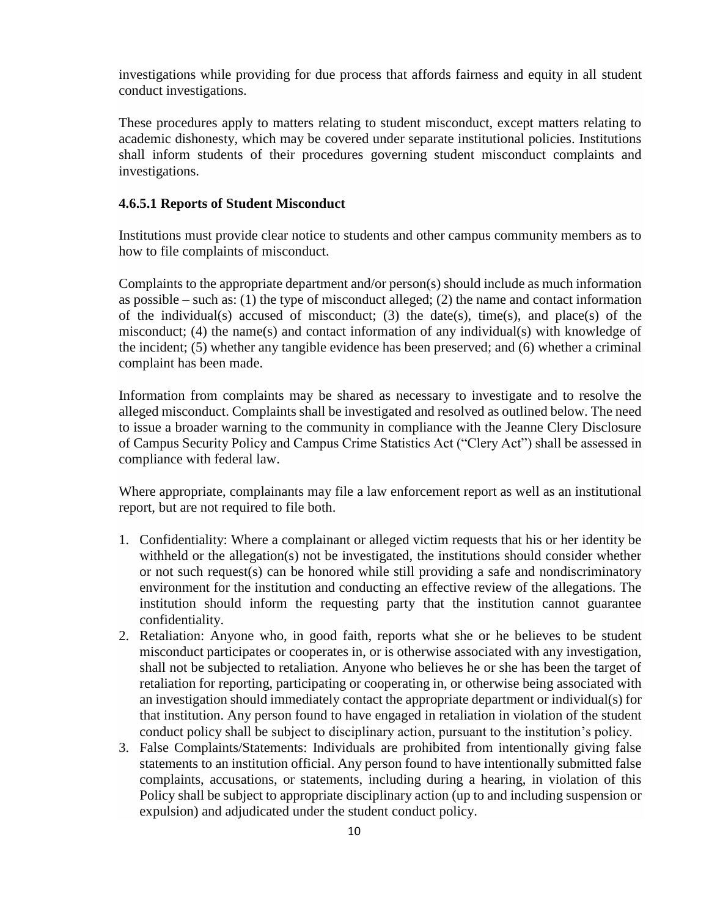investigations while providing for due process that affords fairness and equity in all student conduct investigations.

These procedures apply to matters relating to student misconduct, except matters relating to academic dishonesty, which may be covered under separate institutional policies. Institutions shall inform students of their procedures governing student misconduct complaints and investigations.

#### 4.6.5.1 Reports of Student Misconduct

Institutions must provide clear notice to students and other campus community members as to how to file complaints of misconduct.

Complaints to the appropriate department and/or person(s) should include as much information as possible – such as: (1) the type of misconduct alleged; (2) the name and contact information of the individual(s) accused of misconduct; (3) the date(s), time(s), and place(s) of the misconduct; (4) the name(s) and contact information of any individual(s) with knowledge of the incident; (5) whether any tangible evidence has been preserved; and (6) whether a criminal complaint has been made.

Information from complaints may be shared as necessary to investigate and to resolve the alleged misconduct. Complaints shall be investigated and resolved as outlined below. The need to issue a broader warning to the community in compliance with the Jeanne Clery Disclosure of Campus Security Policy and Campus Crime Statistics Act ("Clery Act") shall be assessed in compliance with federal law.

Where appropriate, complainants may file a law enforcement report as well as an institutional report, but are not required to file both.

1. Confidentiality: Where a complainant or alleged victim requests that his or her identity be withheld or the allegation(s) not be investigated, the institutions should consider whether or not such request(s) can be honored while still providing a safe and nondiscriminatory environment for the institution and conducting an effective review of the allegations. The institution should inform the requesting party that the institution cannot guarantee confidentiality.
2. Retaliation: Anyone who, in good faith, reports what she or he believes to be student misconduct participates or cooperates in, or is otherwise associated with any investigation, shall not be subjected to retaliation. Anyone who believes he or she has been the target of retaliation for reporting, participating or cooperating in, or otherwise being associated with an investigation should immediately contact the appropriate department or individual(s) for that institution. Any person found to have engaged in retaliation in violation of the student conduct policy shall be subject to disciplinary action, pursuant to the institution's policy.
3. False Complaints/Statements: Individuals are prohibited from intentionally giving false statements to an institution official. Any person found to have intentionally submitted false complaints, accusations, or statements, including during a hearing, in violation of this Policy shall be subject to appropriate disciplinary action (up to and including suspension or expulsion) and adjudicated under the student conduct policy.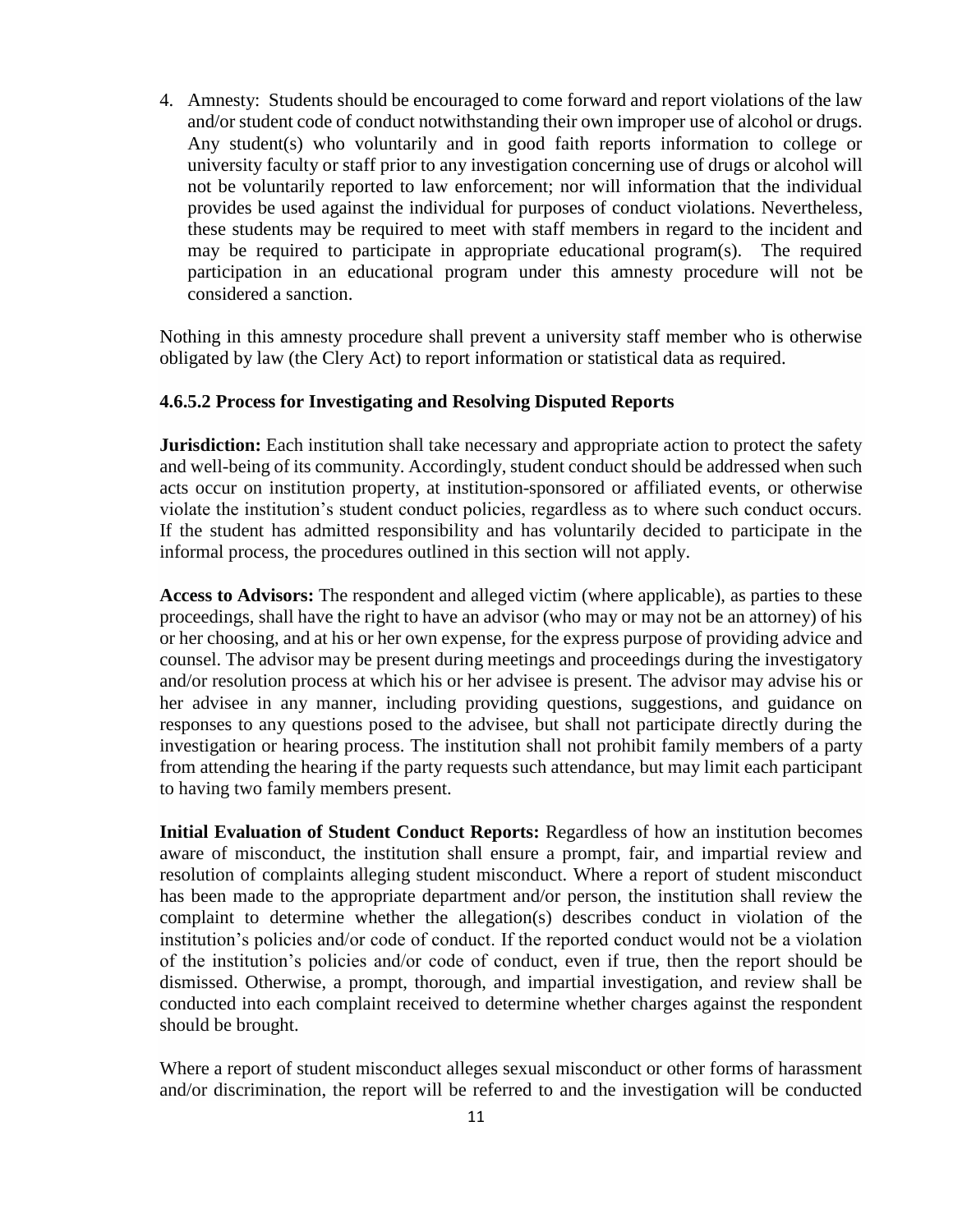4. Amnesty: Students should be encouraged to come forward and report violations of the law and/or student code of conduct notwithstanding their own improper use of alcohol or drugs. Any student(s) who voluntarily and in good faith reports information to college or university faculty or staff prior to any investigation concerning use of drugs or alcohol will not be voluntarily reported to law enforcement; nor will information that the individual provides be used against the individual for purposes of conduct violations. Nevertheless, these students may be required to meet with staff members in regard to the incident and may be required to participate in appropriate educational program(s). The required participation in an educational program under this amnesty procedure will not be considered a sanction.

Nothing in this amnesty procedure shall prevent a university staff member who is otherwise obligated by law (the Clery Act) to report information or statistical data as required.

### 4.6.5.2 Process for Investigating and Resolving Disputed Reports

**Jurisdiction:** Each institution shall take necessary and appropriate action to protect the safety and well-being of its community. Accordingly, student conduct should be addressed when such acts occur on institution property, at institution-sponsored or affiliated events, or otherwise violate the institution's student conduct policies, regardless as to where such conduct occurs. If the student has admitted responsibility and has voluntarily decided to participate in the informal process, the procedures outlined in this section will not apply.

**Access to Advisors:** The respondent and alleged victim (where applicable), as parties to these proceedings, shall have the right to have an advisor (who may or may not be an attorney) of his or her choosing, and at his or her own expense, for the express purpose of providing advice and counsel. The advisor may be present during meetings and proceedings during the investigatory and/or resolution process at which his or her advisee is present. The advisor may advise his or her advisee in any manner, including providing questions, suggestions, and guidance on responses to any questions posed to the advisee, but shall not participate directly during the investigation or hearing process. The institution shall not prohibit family members of a party from attending the hearing if the party requests such attendance, but may limit each participant to having two family members present.

**Initial Evaluation of Student Conduct Reports:** Regardless of how an institution becomes aware of misconduct, the institution shall ensure a prompt, fair, and impartial review and resolution of complaints alleging student misconduct. Where a report of student misconduct has been made to the appropriate department and/or person, the institution shall review the complaint to determine whether the allegation(s) describes conduct in violation of the institution's policies and/or code of conduct. If the reported conduct would not be a violation of the institution's policies and/or code of conduct, even if true, then the report should be dismissed. Otherwise, a prompt, thorough, and impartial investigation, and review shall be conducted into each complaint received to determine whether charges against the respondent should be brought.

Where a report of student misconduct alleges sexual misconduct or other forms of harassment and/or discrimination, the report will be referred to and the investigation will be conducted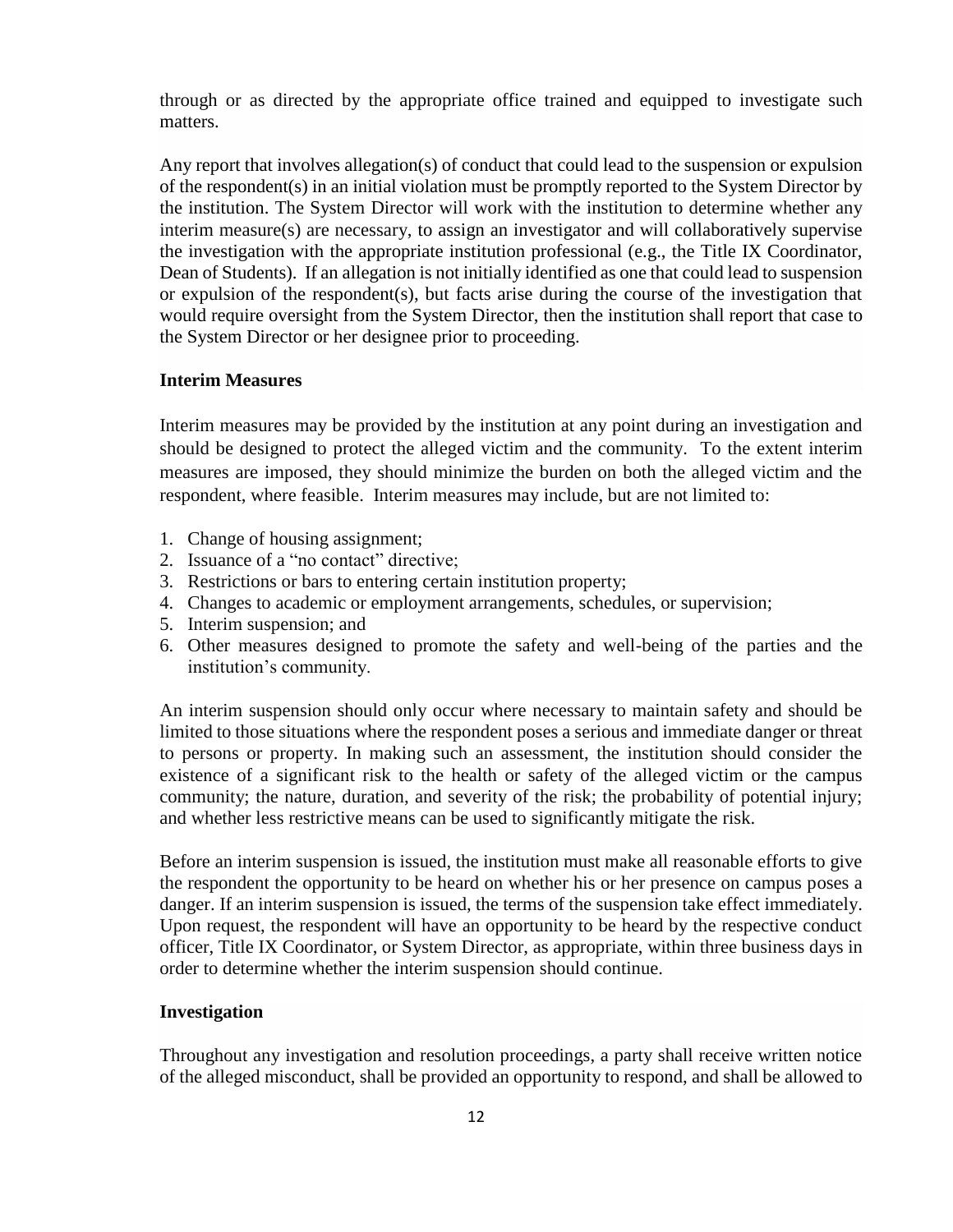through or as directed by the appropriate office trained and equipped to investigate such matters.

Any report that involves allegation(s) of conduct that could lead to the suspension or expulsion of the respondent(s) in an initial violation must be promptly reported to the System Director by the institution. The System Director will work with the institution to determine whether any interim measure(s) are necessary, to assign an investigator and will collaboratively supervise the investigation with the appropriate institution professional (e.g., the Title IX Coordinator, Dean of Students). If an allegation is not initially identified as one that could lead to suspension or expulsion of the respondent(s), but facts arise during the course of the investigation that would require oversight from the System Director, then the institution shall report that case to the System Director or her designee prior to proceeding.

**Interim Measures**

Interim measures may be provided by the institution at any point during an investigation and should be designed to protect the alleged victim and the community. To the extent interim measures are imposed, they should minimize the burden on both the alleged victim and the respondent, where feasible. Interim measures may include, but are not limited to:

1. Change of housing assignment;
2. Issuance of a "no contact" directive;
3. Restrictions or bars to entering certain institution property;
4. Changes to academic or employment arrangements, schedules, or supervision;
5. Interim suspension; and
6. Other measures designed to promote the safety and well-being of the parties and the institution's community.

An interim suspension should only occur where necessary to maintain safety and should be limited to those situations where the respondent poses a serious and immediate danger or threat to persons or property. In making such an assessment, the institution should consider the existence of a significant risk to the health or safety of the alleged victim or the campus community; the nature, duration, and severity of the risk; the probability of potential injury; and whether less restrictive means can be used to significantly mitigate the risk.

Before an interim suspension is issued, the institution must make all reasonable efforts to give the respondent the opportunity to be heard on whether his or her presence on campus poses a danger. If an interim suspension is issued, the terms of the suspension take effect immediately. Upon request, the respondent will have an opportunity to be heard by the respective conduct officer, Title IX Coordinator, or System Director, as appropriate, within three business days in order to determine whether the interim suspension should continue.

**Investigation**

Throughout any investigation and resolution proceedings, a party shall receive written notice of the alleged misconduct, shall be provided an opportunity to respond, and shall be allowed to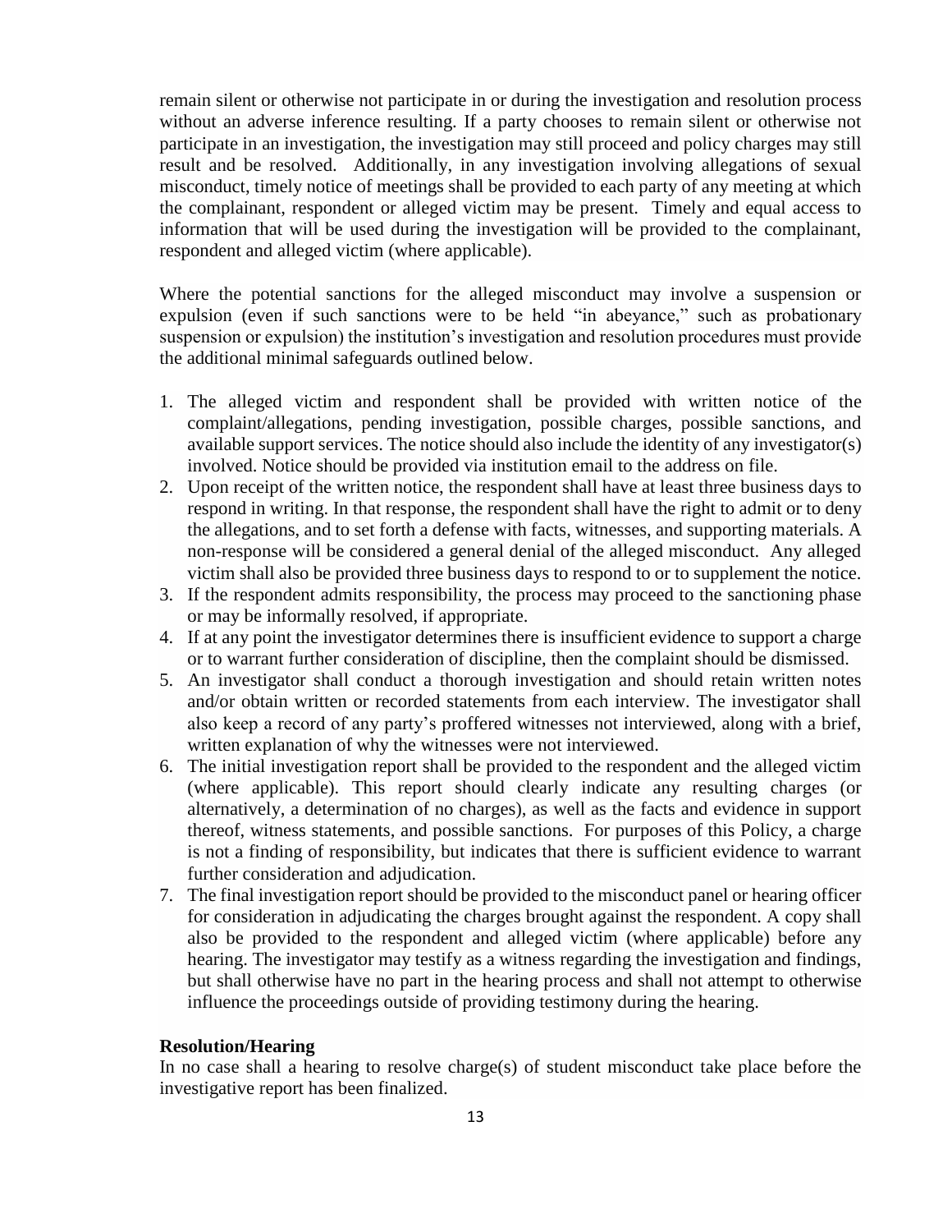remain silent or otherwise not participate in or during the investigation and resolution process without an adverse inference resulting. If a party chooses to remain silent or otherwise not participate in an investigation, the investigation may still proceed and policy charges may still result and be resolved. Additionally, in any investigation involving allegations of sexual misconduct, timely notice of meetings shall be provided to each party of any meeting at which the complainant, respondent or alleged victim may be present. Timely and equal access to information that will be used during the investigation will be provided to the complainant, respondent and alleged victim (where applicable).

Where the potential sanctions for the alleged misconduct may involve a suspension or expulsion (even if such sanctions were to be held "in abeyance," such as probationary suspension or expulsion) the institution's investigation and resolution procedures must provide the additional minimal safeguards outlined below.

1. The alleged victim and respondent shall be provided with written notice of the complaint/allegations, pending investigation, possible charges, possible sanctions, and available support services. The notice should also include the identity of any investigator(s) involved. Notice should be provided via institution email to the address on file.
2. Upon receipt of the written notice, the respondent shall have at least three business days to respond in writing. In that response, the respondent shall have the right to admit or to deny the allegations, and to set forth a defense with facts, witnesses, and supporting materials. A non-response will be considered a general denial of the alleged misconduct. Any alleged victim shall also be provided three business days to respond to or to supplement the notice.
3. If the respondent admits responsibility, the process may proceed to the sanctioning phase or may be informally resolved, if appropriate.
4. If at any point the investigator determines there is insufficient evidence to support a charge or to warrant further consideration of discipline, then the complaint should be dismissed.
5. An investigator shall conduct a thorough investigation and should retain written notes and/or obtain written or recorded statements from each interview. The investigator shall also keep a record of any party's proffered witnesses not interviewed, along with a brief, written explanation of why the witnesses were not interviewed.
6. The initial investigation report shall be provided to the respondent and the alleged victim (where applicable). This report should clearly indicate any resulting charges (or alternatively, a determination of no charges), as well as the facts and evidence in support thereof, witness statements, and possible sanctions. For purposes of this Policy, a charge is not a finding of responsibility, but indicates that there is sufficient evidence to warrant further consideration and adjudication.
7. The final investigation report should be provided to the misconduct panel or hearing officer for consideration in adjudicating the charges brought against the respondent. A copy shall also be provided to the respondent and alleged victim (where applicable) before any hearing. The investigator may testify as a witness regarding the investigation and findings, but shall otherwise have no part in the hearing process and shall not attempt to otherwise influence the proceedings outside of providing testimony during the hearing.

**Resolution/Hearing**

In no case shall a hearing to resolve charge(s) of student misconduct take place before the investigative report has been finalized.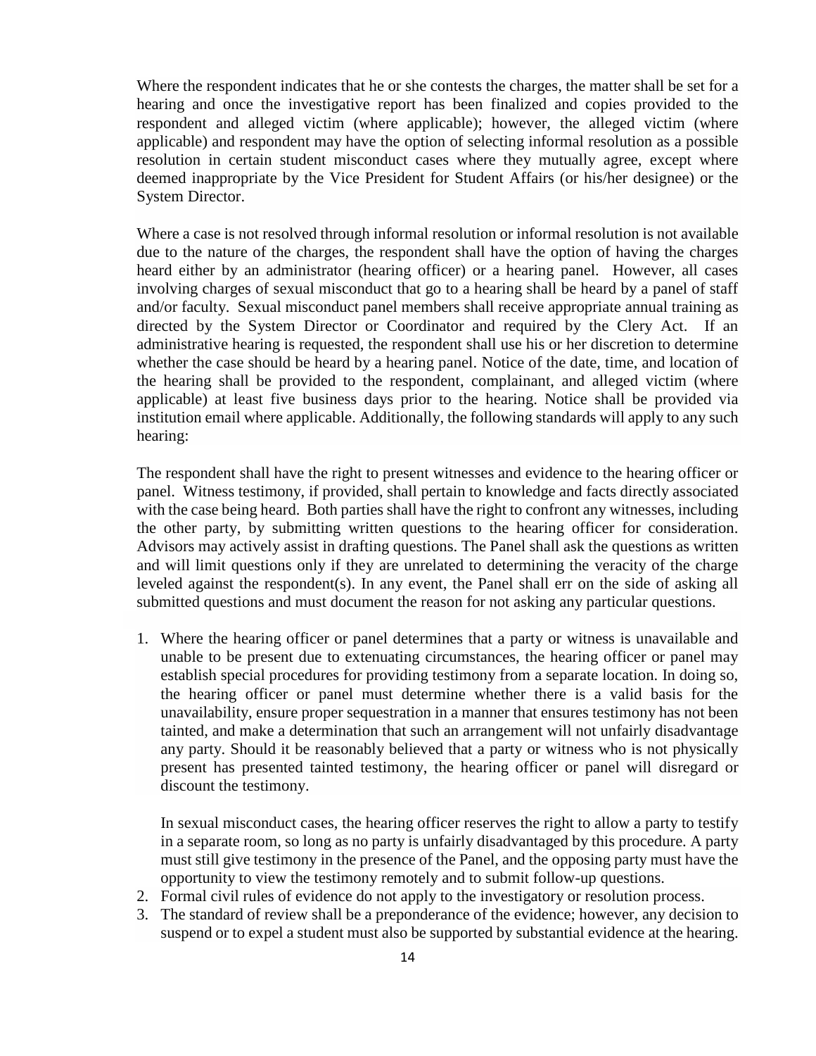Where the respondent indicates that he or she contests the charges, the matter shall be set for a hearing and once the investigative report has been finalized and copies provided to the respondent and alleged victim (where applicable); however, the alleged victim (where applicable) and respondent may have the option of selecting informal resolution as a possible resolution in certain student misconduct cases where they mutually agree, except where deemed inappropriate by the Vice President for Student Affairs (or his/her designee) or the System Director.

Where a case is not resolved through informal resolution or informal resolution is not available due to the nature of the charges, the respondent shall have the option of having the charges heard either by an administrator (hearing officer) or a hearing panel. However, all cases involving charges of sexual misconduct that go to a hearing shall be heard by a panel of staff and/or faculty. Sexual misconduct panel members shall receive appropriate annual training as directed by the System Director or Coordinator and required by the Clery Act. If an administrative hearing is requested, the respondent shall use his or her discretion to determine whether the case should be heard by a hearing panel. Notice of the date, time, and location of the hearing shall be provided to the respondent, complainant, and alleged victim (where applicable) at least five business days prior to the hearing. Notice shall be provided via institution email where applicable. Additionally, the following standards will apply to any such hearing:

The respondent shall have the right to present witnesses and evidence to the hearing officer or panel. Witness testimony, if provided, shall pertain to knowledge and facts directly associated with the case being heard. Both parties shall have the right to confront any witnesses, including the other party, by submitting written questions to the hearing officer for consideration. Advisors may actively assist in drafting questions. The Panel shall ask the questions as written and will limit questions only if they are unrelated to determining the veracity of the charge leveled against the respondent(s). In any event, the Panel shall err on the side of asking all submitted questions and must document the reason for not asking any particular questions.

1. Where the hearing officer or panel determines that a party or witness is unavailable and unable to be present due to extenuating circumstances, the hearing officer or panel may establish special procedures for providing testimony from a separate location. In doing so, the hearing officer or panel must determine whether there is a valid basis for the unavailability, ensure proper sequestration in a manner that ensures testimony has not been tainted, and make a determination that such an arrangement will not unfairly disadvantage any party. Should it be reasonably believed that a party or witness who is not physically present has presented tainted testimony, the hearing officer or panel will disregard or discount the testimony.

   In sexual misconduct cases, the hearing officer reserves the right to allow a party to testify in a separate room, so long as no party is unfairly disadvantaged by this procedure. A party must still give testimony in the presence of the Panel, and the opposing party must have the opportunity to view the testimony remotely and to submit follow-up questions.
2. Formal civil rules of evidence do not apply to the investigatory or resolution process.
3. The standard of review shall be a preponderance of the evidence; however, any decision to suspend or to expel a student must also be supported by substantial evidence at the hearing.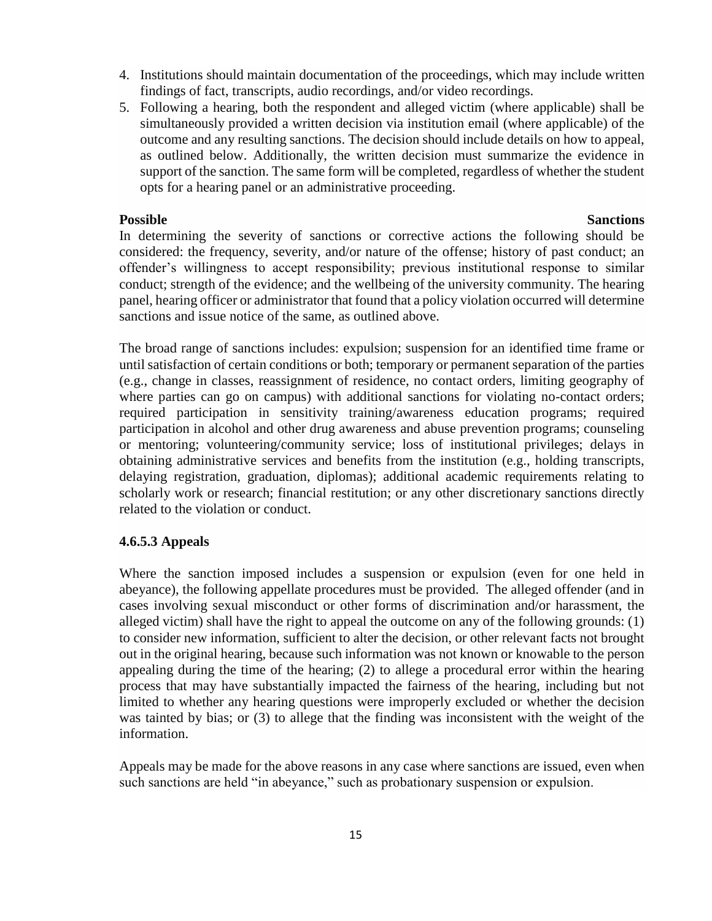4. Institutions should maintain documentation of the proceedings, which may include written findings of fact, transcripts, audio recordings, and/or video recordings.
5. Following a hearing, both the respondent and alleged victim (where applicable) shall be simultaneously provided a written decision via institution email (where applicable) of the outcome and any resulting sanctions. The decision should include details on how to appeal, as outlined below. Additionally, the written decision must summarize the evidence in support of the sanction. The same form will be completed, regardless of whether the student opts for a hearing panel or an administrative proceeding.

**Possible Sanctions**

In determining the severity of sanctions or corrective actions the following should be considered: the frequency, severity, and/or nature of the offense; history of past conduct; an offender's willingness to accept responsibility; previous institutional response to similar conduct; strength of the evidence; and the wellbeing of the university community. The hearing panel, hearing officer or administrator that found that a policy violation occurred will determine sanctions and issue notice of the same, as outlined above.

The broad range of sanctions includes: expulsion; suspension for an identified time frame or until satisfaction of certain conditions or both; temporary or permanent separation of the parties (e.g., change in classes, reassignment of residence, no contact orders, limiting geography of where parties can go on campus) with additional sanctions for violating no-contact orders; required participation in sensitivity training/awareness education programs; required participation in alcohol and other drug awareness and abuse prevention programs; counseling or mentoring; volunteering/community service; loss of institutional privileges; delays in obtaining administrative services and benefits from the institution (e.g., holding transcripts, delaying registration, graduation, diplomas); additional academic requirements relating to scholarly work or research; financial restitution; or any other discretionary sanctions directly related to the violation or conduct.

### 4.6.5.3 Appeals

Where the sanction imposed includes a suspension or expulsion (even for one held in abeyance), the following appellate procedures must be provided. The alleged offender (and in cases involving sexual misconduct or other forms of discrimination and/or harassment, the alleged victim) shall have the right to appeal the outcome on any of the following grounds: (1) to consider new information, sufficient to alter the decision, or other relevant facts not brought out in the original hearing, because such information was not known or knowable to the person appealing during the time of the hearing; (2) to allege a procedural error within the hearing process that may have substantially impacted the fairness of the hearing, including but not limited to whether any hearing questions were improperly excluded or whether the decision was tainted by bias; or (3) to allege that the finding was inconsistent with the weight of the information.

Appeals may be made for the above reasons in any case where sanctions are issued, even when such sanctions are held "in abeyance," such as probationary suspension or expulsion.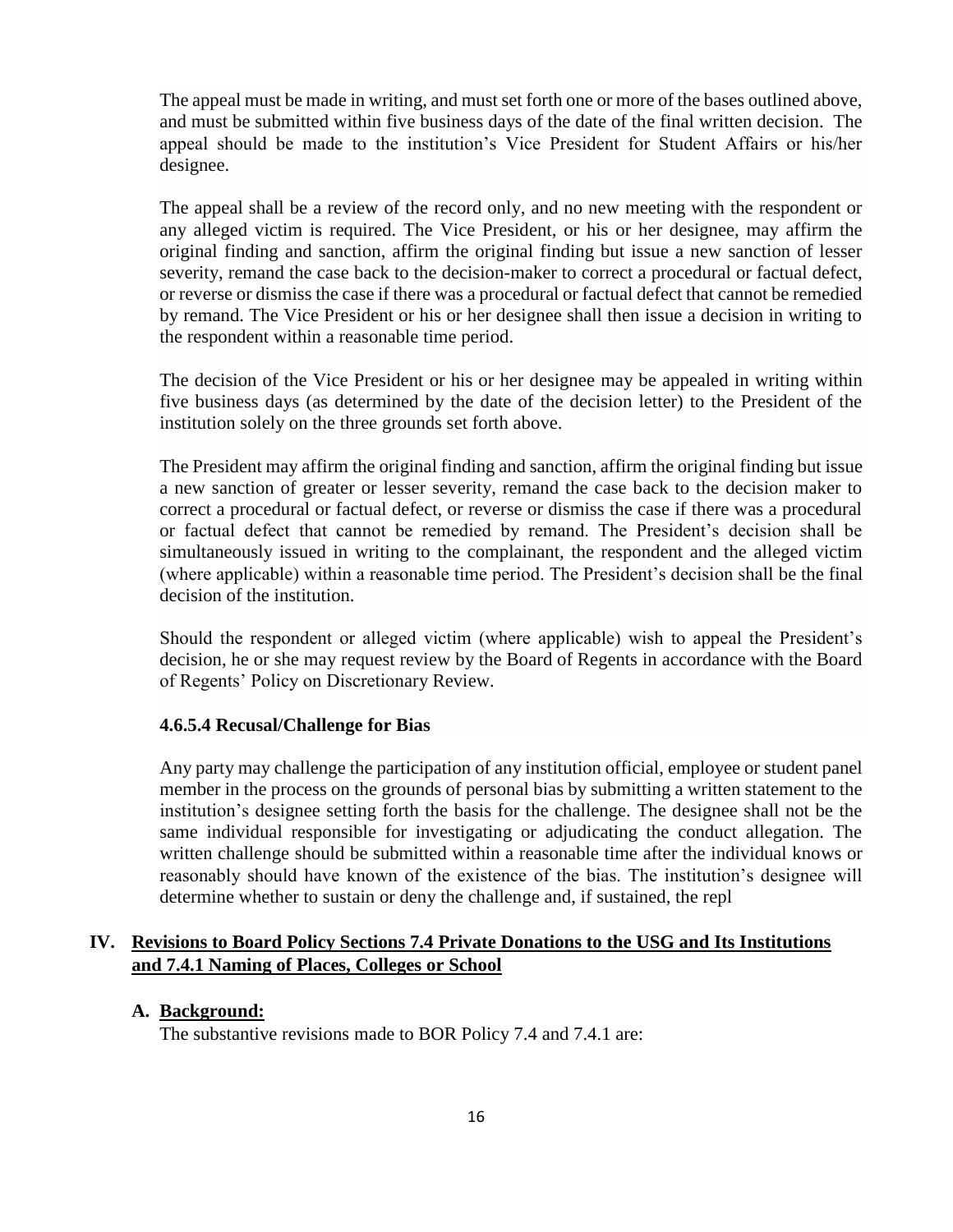The appeal must be made in writing, and must set forth one or more of the bases outlined above, and must be submitted within five business days of the date of the final written decision. The appeal should be made to the institution's Vice President for Student Affairs or his/her designee.

The appeal shall be a review of the record only, and no new meeting with the respondent or any alleged victim is required. The Vice President, or his or her designee, may affirm the original finding and sanction, affirm the original finding but issue a new sanction of lesser severity, remand the case back to the decision-maker to correct a procedural or factual defect, or reverse or dismiss the case if there was a procedural or factual defect that cannot be remedied by remand. The Vice President or his or her designee shall then issue a decision in writing to the respondent within a reasonable time period.

The decision of the Vice President or his or her designee may be appealed in writing within five business days (as determined by the date of the decision letter) to the President of the institution solely on the three grounds set forth above.

The President may affirm the original finding and sanction, affirm the original finding but issue a new sanction of greater or lesser severity, remand the case back to the decision maker to correct a procedural or factual defect, or reverse or dismiss the case if there was a procedural or factual defect that cannot be remedied by remand. The President's decision shall be simultaneously issued in writing to the complainant, the respondent and the alleged victim (where applicable) within a reasonable time period. The President's decision shall be the final decision of the institution.

Should the respondent or alleged victim (where applicable) wish to appeal the President's decision, he or she may request review by the Board of Regents in accordance with the Board of Regents' Policy on Discretionary Review.

#### 4.6.5.4 Recusal/Challenge for Bias

Any party may challenge the participation of any institution official, employee or student panel member in the process on the grounds of personal bias by submitting a written statement to the institution's designee setting forth the basis for the challenge. The designee shall not be the same individual responsible for investigating or adjudicating the conduct allegation. The written challenge should be submitted within a reasonable time after the individual knows or reasonably should have known of the existence of the bias. The institution's designee will determine whether to sustain or deny the challenge and, if sustained, the repl

## IV. Revisions to Board Policy Sections 7.4 Private Donations to the USG and Its Institutions and 7.4.1 Naming of Places, Colleges or School

### A. Background:

The substantive revisions made to BOR Policy 7.4 and 7.4.1 are: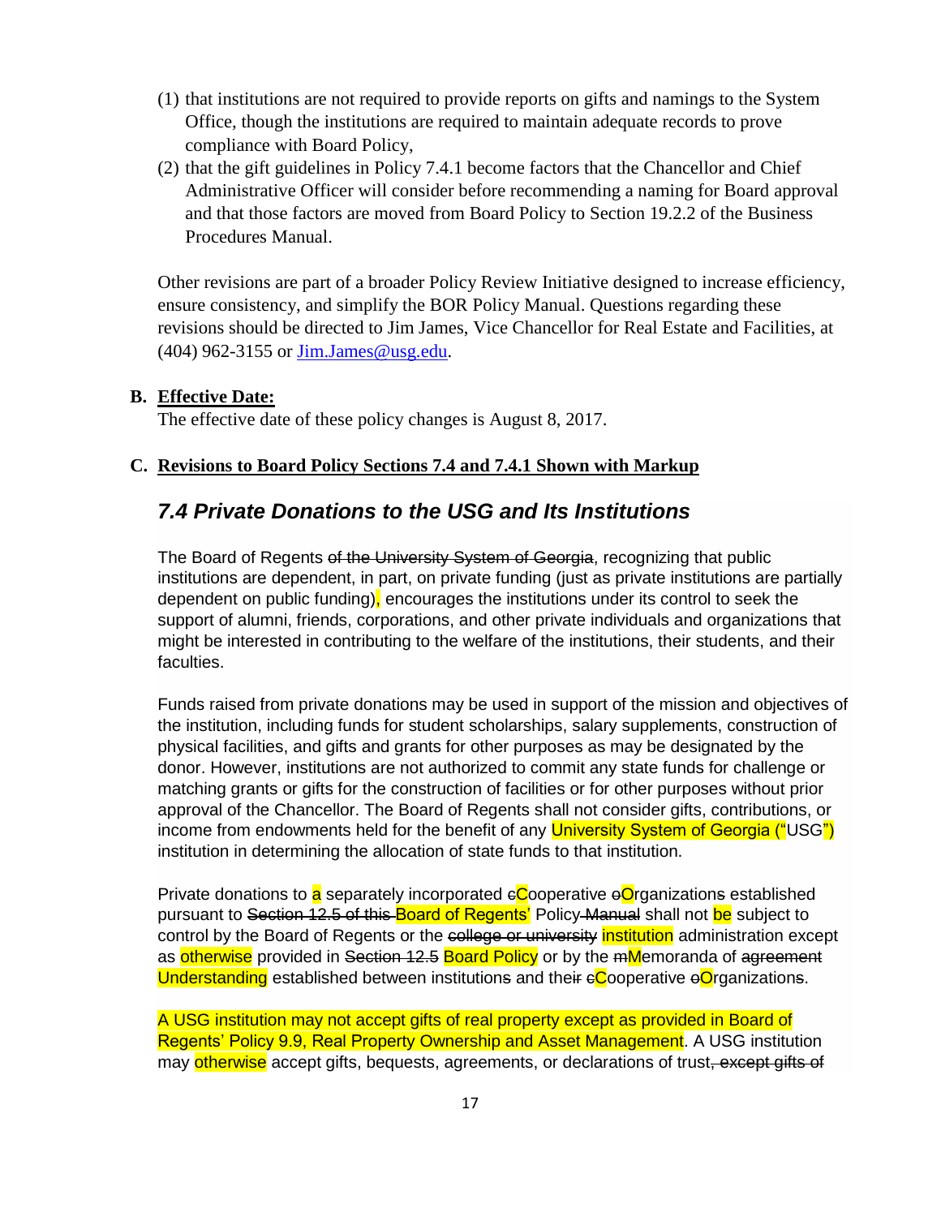(1) that institutions are not required to provide reports on gifts and namings to the System Office, though the institutions are required to maintain adequate records to prove compliance with Board Policy,

(2) that the gift guidelines in Policy 7.4.1 become factors that the Chancellor and Chief Administrative Officer will consider before recommending a naming for Board approval and that those factors are moved from Board Policy to Section 19.2.2 of the Business Procedures Manual.

Other revisions are part of a broader Policy Review Initiative designed to increase efficiency, ensure consistency, and simplify the BOR Policy Manual. Questions regarding these revisions should be directed to Jim James, Vice Chancellor for Real Estate and Facilities, at (404) 962-3155 or Jim.James@usg.edu.

**B. Effective Date:**

The effective date of these policy changes is August 8, 2017.

**C. Revisions to Board Policy Sections 7.4 and 7.4.1 Shown with Markup**

## *7.4 Private Donations to the USG and Its Institutions*

The Board of Regents ~~of the University System of Georgia~~, recognizing that public institutions are dependent, in part, on private funding (just as private institutions are partially dependent on public funding), encourages the institutions under its control to seek the support of alumni, friends, corporations, and other private individuals and organizations that might be interested in contributing to the welfare of the institutions, their students, and their faculties.

Funds raised from private donations may be used in support of the mission and objectives of the institution, including funds for student scholarships, salary supplements, construction of physical facilities, and gifts and grants for other purposes as may be designated by the donor. However, institutions are not authorized to commit any state funds for challenge or matching grants or gifts for the construction of facilities or for other purposes without prior approval of the Chancellor. The Board of Regents shall not consider gifts, contributions, or income from endowments held for the benefit of any University System of Georgia ("USG") institution in determining the allocation of state funds to that institution.

Private donations to a separately incorporated ~~c~~Cooperative ~~o~~Organization~~s~~ established pursuant to ~~Section 12.5 of this~~ Board of Regents' Policy ~~Manual~~ shall not be subject to control by the Board of Regents or the ~~college or university~~ institution administration except as otherwise provided in ~~Section 12.5~~ Board Policy or by the ~~m~~Memoranda of ~~agreement~~ Understanding established between institutions and thei~~r~~ ~~c~~Cooperative ~~o~~Organization~~s~~.

A USG institution may not accept gifts of real property except as provided in Board of Regents' Policy 9.9, Real Property Ownership and Asset Management. A USG institution may otherwise accept gifts, bequests, agreements, or declarations of trust~~, except gifts of~~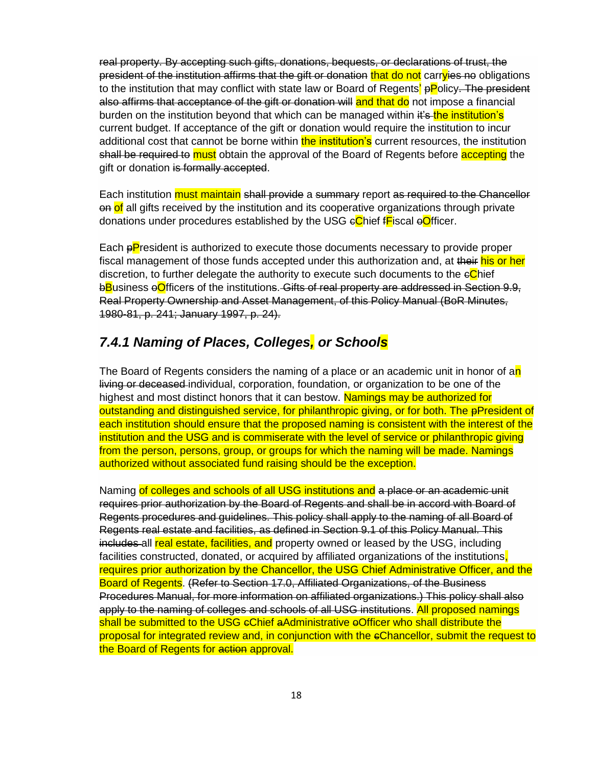~~real property. By accepting such gifts, donations, bequests, or declarations of trust, the president of the institution affirms that the gift or donation~~ that do not carry~~ies no~~ obligations to the institution that may conflict with state law or Board of Regents' ~~p~~Policy~~. The president also affirms that acceptance of the gift or donation will~~ and that do not impose a financial burden on the institution beyond that which can be managed within ~~it's~~ the institution's current budget. If acceptance of the gift or donation would require the institution to incur additional cost that cannot be borne within the institution's current resources, the institution ~~shall be required to~~ must obtain the approval of the Board of Regents before accepting the gift or donation ~~is formally accepted~~.

Each institution must maintain ~~shall provide~~ a ~~summary~~ report ~~as required to the Chancellor on~~ of all gifts received by the institution and its cooperative organizations through private donations under procedures established by the USG ~~c~~Chief ~~f~~Fiscal ~~o~~Officer.

Each ~~p~~President is authorized to execute those documents necessary to provide proper fiscal management of those funds accepted under this authorization and, at ~~their~~ his or her discretion, to further delegate the authority to execute such documents to the ~~c~~Chief ~~b~~Business ~~o~~Officers of the institutions~~. Gifts of real property are addressed in Section 9.9, Real Property Ownership and Asset Management, of this Policy Manual (BoR Minutes, 1980-81, p. 241; January 1997, p. 24)~~.

## *7.4.1 Naming of Places, Colleges, or Schools*

The Board of Regents considers the naming of a place or an academic unit in honor of an ~~living or deceased~~ individual, corporation, foundation, or organization to be one of the highest and most distinct honors that it can bestow. Namings may be authorized for outstanding and distinguished service, for philanthropic giving, or for both. The ~~p~~President of each institution should ensure that the proposed naming is consistent with the interest of the institution and the USG and is commiserate with the level of service or philanthropic giving from the person, persons, group, or groups for which the naming will be made. Namings authorized without associated fund raising should be the exception.

Naming of colleges and schools of all USG institutions and ~~a place or an academic unit requires prior authorization by the Board of Regents and shall be in accord with Board of Regents procedures and guidelines. This policy shall apply to the naming of all Board of Regents real estate and facilities, as defined in Section 9.1 of this Policy Manual. This includes~~ all real estate, facilities, and property owned or leased by the USG, including facilities constructed, donated, or acquired by affiliated organizations of the institutions, requires prior authorization by the Chancellor, the USG Chief Administrative Officer, and the Board of Regents. ~~(Refer to Section 17.0, Affiliated Organizations, of the Business Procedures Manual, for more information on affiliated organizations.) This policy shall also apply to the naming of colleges and schools of all USG institutions~~. All proposed namings shall be submitted to the USG ~~c~~Chief ~~a~~Administrative ~~o~~Officer who shall distribute the proposal for integrated review and, in conjunction with the ~~c~~Chancellor, submit the request to the Board of Regents for ~~action~~ approval.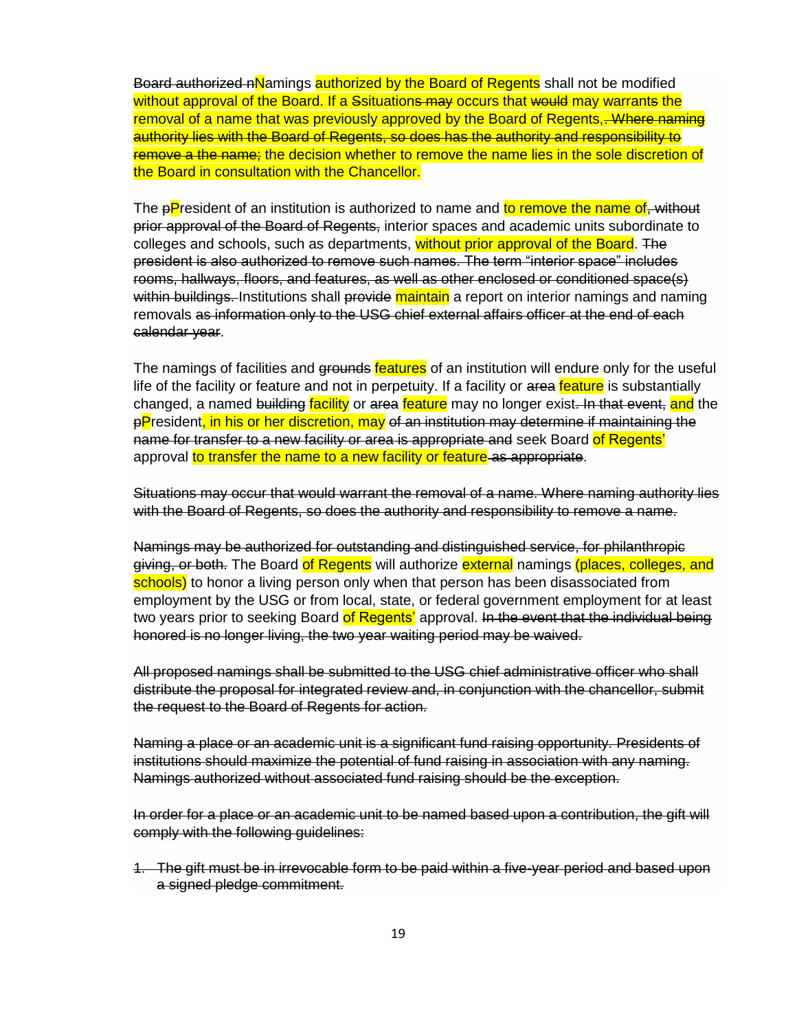~~Board authorized n~~Namings authorized by the Board of Regents shall not be modified without approval of the Board. If a ~~S~~situation~~s may~~ occurs that ~~would~~ may warrant~~s~~ the removal of a name that was previously approved by the Board of Regents,~~. Where naming authority lies with the Board of Regents, so does has the authority and responsibility to remove a the name;~~ the decision whether to remove the name lies in the sole discretion of the Board in consultation with the Chancellor.

The ~~p~~President of an institution is authorized to name and to remove the name of~~, without prior approval of the Board of Regents,~~ interior spaces and academic units subordinate to colleges and schools, such as departments, without prior approval of the Board. ~~The president is also authorized to remove such names. The term "interior space" includes rooms, hallways, floors, and features, as well as other enclosed or conditioned space(s) within buildings.~~ Institutions shall ~~provide~~ maintain a report on interior namings and naming removals ~~as information only to the USG chief external affairs officer at the end of each calendar year~~.

The namings of facilities and ~~grounds~~ features of an institution will endure only for the useful life of the facility or feature and not in perpetuity. If a facility or ~~area~~ feature is substantially changed, a named ~~building~~ facility or ~~area~~ feature may no longer exist~~. In that event,~~ and the ~~p~~President, in his or her discretion, may ~~of an institution may determine if maintaining the name for transfer to a new facility or area is appropriate and~~ seek Board of Regents' approval to transfer the name to a new facility or feature~~ as appropriate~~.

~~Situations may occur that would warrant the removal of a name. Where naming authority lies with the Board of Regents, so does the authority and responsibility to remove a name.~~

~~Namings may be authorized for outstanding and distinguished service, for philanthropic giving, or both.~~ The Board of Regents will authorize external namings (places, colleges, and schools) to honor a living person only when that person has been disassociated from employment by the USG or from local, state, or federal government employment for at least two years prior to seeking Board of Regents' approval. ~~In the event that the individual being honored is no longer living, the two year waiting period may be waived.~~

~~All proposed namings shall be submitted to the USG chief administrative officer who shall distribute the proposal for integrated review and, in conjunction with the chancellor, submit the request to the Board of Regents for action.~~

~~Naming a place or an academic unit is a significant fund raising opportunity. Presidents of institutions should maximize the potential of fund raising in association with any naming. Namings authorized without associated fund raising should be the exception.~~

~~In order for a place or an academic unit to be named based upon a contribution, the gift will comply with the following guidelines:~~

1. ~~The gift must be in irrevocable form to be paid within a five-year period and based upon a signed pledge commitment.~~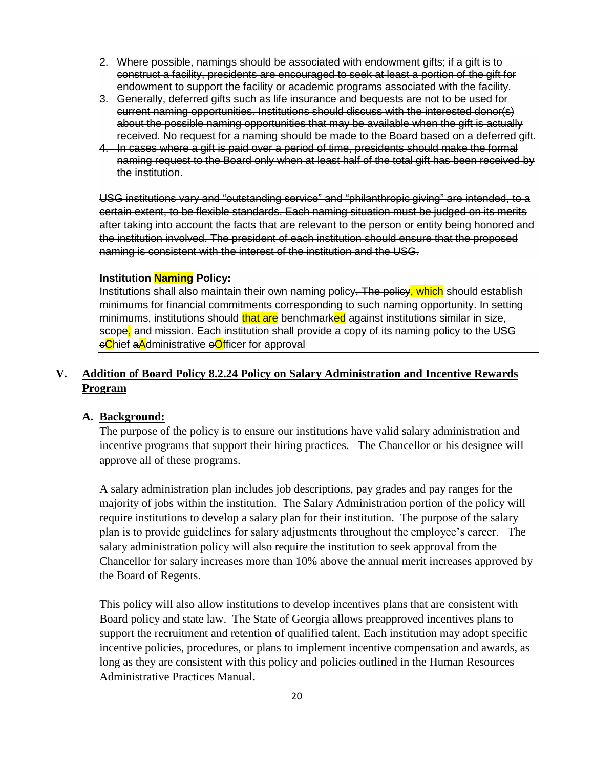2. ~~Where possible, namings should be associated with endowment gifts; if a gift is to construct a facility, presidents are encouraged to seek at least a portion of the gift for endowment to support the facility or academic programs associated with the facility.~~
3. ~~Generally, deferred gifts such as life insurance and bequests are not to be used for current naming opportunities. Institutions should discuss with the interested donor(s) about the possible naming opportunities that may be available when the gift is actually received. No request for a naming should be made to the Board based on a deferred gift.~~
4. ~~In cases where a gift is paid over a period of time, presidents should make the formal naming request to the Board only when at least half of the total gift has been received by the institution.~~

~~USG institutions vary and "outstanding service" and "philanthropic giving" are intended, to a certain extent, to be flexible standards. Each naming situation must be judged on its merits after taking into account the facts that are relevant to the person or entity being honored and the institution involved. The president of each institution should ensure that the proposed naming is consistent with the interest of the institution and the USG.~~

**Institution Naming Policy:**

Institutions shall also maintain their own naming policy~~. The policy~~, which should establish minimums for financial commitments corresponding to such naming opportunity~~. In setting minimums, institutions should~~ that are benchmarked against institutions similar in size, scope, and mission. Each institution shall provide a copy of its naming policy to the USG ~~c~~Chief ~~a~~Administrative ~~o~~Officer for approval

## V. Addition of Board Policy 8.2.24 Policy on Salary Administration and Incentive Rewards Program

### A. Background:

The purpose of the policy is to ensure our institutions have valid salary administration and incentive programs that support their hiring practices. The Chancellor or his designee will approve all of these programs.

A salary administration plan includes job descriptions, pay grades and pay ranges for the majority of jobs within the institution. The Salary Administration portion of the policy will require institutions to develop a salary plan for their institution. The purpose of the salary plan is to provide guidelines for salary adjustments throughout the employee's career. The salary administration policy will also require the institution to seek approval from the Chancellor for salary increases more than 10% above the annual merit increases approved by the Board of Regents.

This policy will also allow institutions to develop incentives plans that are consistent with Board policy and state law. The State of Georgia allows preapproved incentives plans to support the recruitment and retention of qualified talent. Each institution may adopt specific incentive policies, procedures, or plans to implement incentive compensation and awards, as long as they are consistent with this policy and policies outlined in the Human Resources Administrative Practices Manual.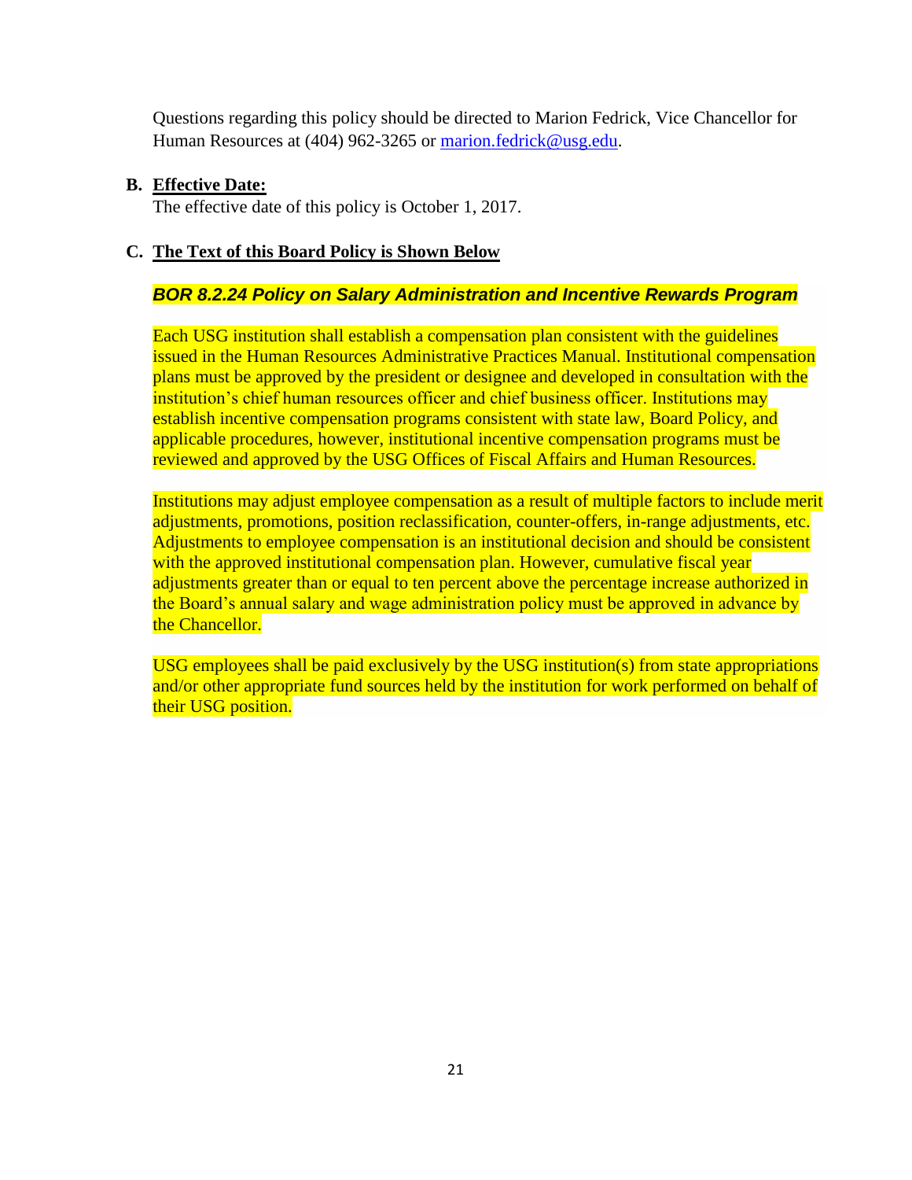Questions regarding this policy should be directed to Marion Fedrick, Vice Chancellor for Human Resources at (404) 962-3265 or [marion.fedrick@usg.edu](mailto:marion.fedrick@usg.edu).

**B. Effective Date:**

The effective date of this policy is October 1, 2017.

**C. The Text of this Board Policy is Shown Below**

***BOR 8.2.24 Policy on Salary Administration and Incentive Rewards Program***

Each USG institution shall establish a compensation plan consistent with the guidelines issued in the Human Resources Administrative Practices Manual. Institutional compensation plans must be approved by the president or designee and developed in consultation with the institution's chief human resources officer and chief business officer. Institutions may establish incentive compensation programs consistent with state law, Board Policy, and applicable procedures, however, institutional incentive compensation programs must be reviewed and approved by the USG Offices of Fiscal Affairs and Human Resources.

Institutions may adjust employee compensation as a result of multiple factors to include merit adjustments, promotions, position reclassification, counter-offers, in-range adjustments, etc. Adjustments to employee compensation is an institutional decision and should be consistent with the approved institutional compensation plan. However, cumulative fiscal year adjustments greater than or equal to ten percent above the percentage increase authorized in the Board's annual salary and wage administration policy must be approved in advance by the Chancellor.

USG employees shall be paid exclusively by the USG institution(s) from state appropriations and/or other appropriate fund sources held by the institution for work performed on behalf of their USG position.